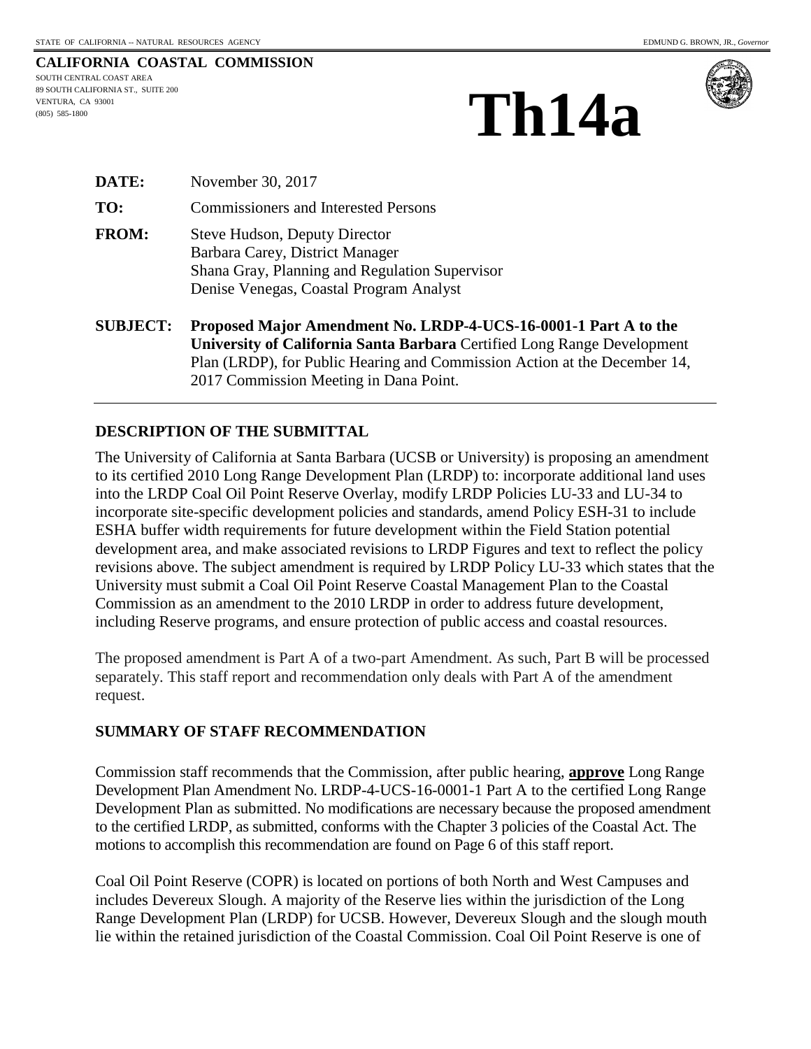STATE OF CALIFORNIA -- NATURAL RESOURCES AGENCY — EDMUND G. BROWN, JR., *Governor*

**CALIFORNIA COASTAL COMMISSION**
SOUTH CENTRAL COAST AREA
89 SOUTH CALIFORNIA ST., SUITE 200
VENTURA, CA 93001
(805) 585-1800

# Th14a

**DATE:** November 30, 2017

**TO:** Commissioners and Interested Persons

**FROM:** Steve Hudson, Deputy Director
Barbara Carey, District Manager
Shana Gray, Planning and Regulation Supervisor
Denise Venegas, Coastal Program Analyst

**SUBJECT:** **Proposed Major Amendment No. LRDP-4-UCS-16-0001-1 Part A to the University of California Santa Barbara** Certified Long Range Development Plan (LRDP), for Public Hearing and Commission Action at the December 14, 2017 Commission Meeting in Dana Point.

## DESCRIPTION OF THE SUBMITTAL

The University of California at Santa Barbara (UCSB or University) is proposing an amendment to its certified 2010 Long Range Development Plan (LRDP) to: incorporate additional land uses into the LRDP Coal Oil Point Reserve Overlay, modify LRDP Policies LU-33 and LU-34 to incorporate site-specific development policies and standards, amend Policy ESH-31 to include ESHA buffer width requirements for future development within the Field Station potential development area, and make associated revisions to LRDP Figures and text to reflect the policy revisions above. The subject amendment is required by LRDP Policy LU-33 which states that the University must submit a Coal Oil Point Reserve Coastal Management Plan to the Coastal Commission as an amendment to the 2010 LRDP in order to address future development, including Reserve programs, and ensure protection of public access and coastal resources.

The proposed amendment is Part A of a two-part Amendment. As such, Part B will be processed separately. This staff report and recommendation only deals with Part A of the amendment request.

## SUMMARY OF STAFF RECOMMENDATION

Commission staff recommends that the Commission, after public hearing, **approve** Long Range Development Plan Amendment No. LRDP-4-UCS-16-0001-1 Part A to the certified Long Range Development Plan as submitted. No modifications are necessary because the proposed amendment to the certified LRDP, as submitted, conforms with the Chapter 3 policies of the Coastal Act. The motions to accomplish this recommendation are found on Page 6 of this staff report.

Coal Oil Point Reserve (COPR) is located on portions of both North and West Campuses and includes Devereux Slough. A majority of the Reserve lies within the jurisdiction of the Long Range Development Plan (LRDP) for UCSB. However, Devereux Slough and the slough mouth lie within the retained jurisdiction of the Coastal Commission. Coal Oil Point Reserve is one of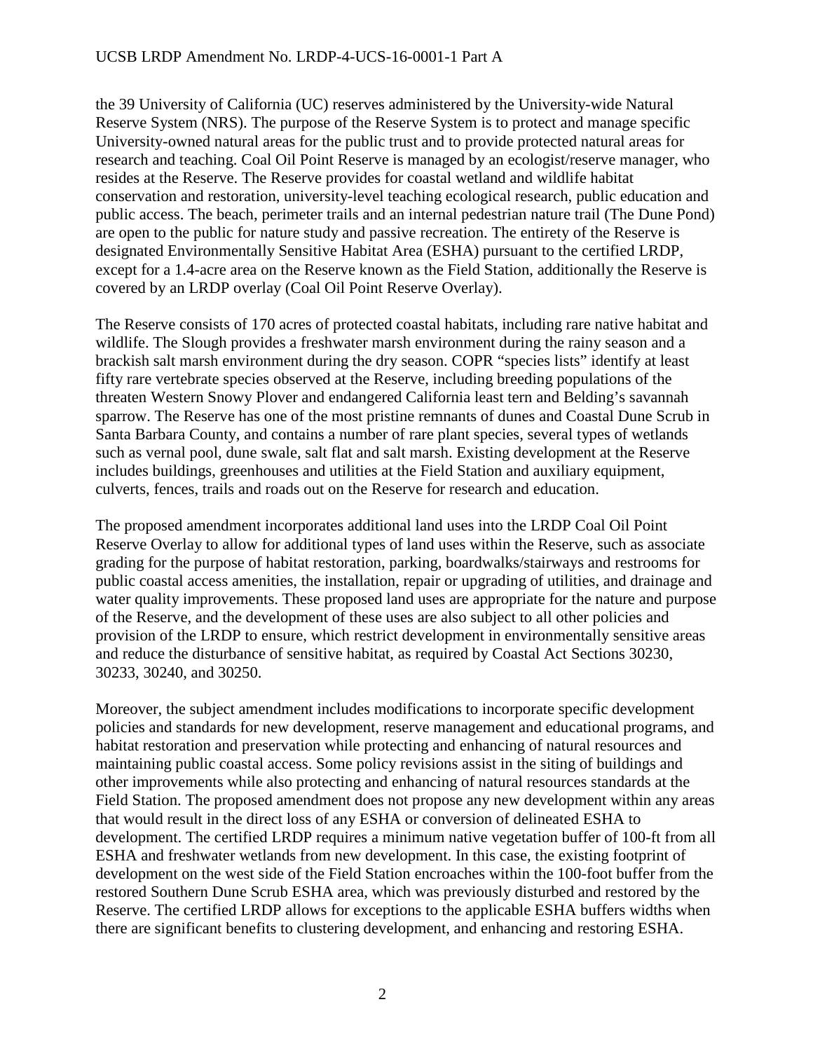the 39 University of California (UC) reserves administered by the University-wide Natural Reserve System (NRS). The purpose of the Reserve System is to protect and manage specific University-owned natural areas for the public trust and to provide protected natural areas for research and teaching. Coal Oil Point Reserve is managed by an ecologist/reserve manager, who resides at the Reserve. The Reserve provides for coastal wetland and wildlife habitat conservation and restoration, university-level teaching ecological research, public education and public access. The beach, perimeter trails and an internal pedestrian nature trail (The Dune Pond) are open to the public for nature study and passive recreation. The entirety of the Reserve is designated Environmentally Sensitive Habitat Area (ESHA) pursuant to the certified LRDP, except for a 1.4-acre area on the Reserve known as the Field Station, additionally the Reserve is covered by an LRDP overlay (Coal Oil Point Reserve Overlay).

The Reserve consists of 170 acres of protected coastal habitats, including rare native habitat and wildlife. The Slough provides a freshwater marsh environment during the rainy season and a brackish salt marsh environment during the dry season. COPR "species lists" identify at least fifty rare vertebrate species observed at the Reserve, including breeding populations of the threaten Western Snowy Plover and endangered California least tern and Belding's savannah sparrow. The Reserve has one of the most pristine remnants of dunes and Coastal Dune Scrub in Santa Barbara County, and contains a number of rare plant species, several types of wetlands such as vernal pool, dune swale, salt flat and salt marsh. Existing development at the Reserve includes buildings, greenhouses and utilities at the Field Station and auxiliary equipment, culverts, fences, trails and roads out on the Reserve for research and education.

The proposed amendment incorporates additional land uses into the LRDP Coal Oil Point Reserve Overlay to allow for additional types of land uses within the Reserve, such as associate grading for the purpose of habitat restoration, parking, boardwalks/stairways and restrooms for public coastal access amenities, the installation, repair or upgrading of utilities, and drainage and water quality improvements. These proposed land uses are appropriate for the nature and purpose of the Reserve, and the development of these uses are also subject to all other policies and provision of the LRDP to ensure, which restrict development in environmentally sensitive areas and reduce the disturbance of sensitive habitat, as required by Coastal Act Sections 30230, 30233, 30240, and 30250.

Moreover, the subject amendment includes modifications to incorporate specific development policies and standards for new development, reserve management and educational programs, and habitat restoration and preservation while protecting and enhancing of natural resources and maintaining public coastal access. Some policy revisions assist in the siting of buildings and other improvements while also protecting and enhancing of natural resources standards at the Field Station. The proposed amendment does not propose any new development within any areas that would result in the direct loss of any ESHA or conversion of delineated ESHA to development. The certified LRDP requires a minimum native vegetation buffer of 100-ft from all ESHA and freshwater wetlands from new development. In this case, the existing footprint of development on the west side of the Field Station encroaches within the 100-foot buffer from the restored Southern Dune Scrub ESHA area, which was previously disturbed and restored by the Reserve. The certified LRDP allows for exceptions to the applicable ESHA buffers widths when there are significant benefits to clustering development, and enhancing and restoring ESHA.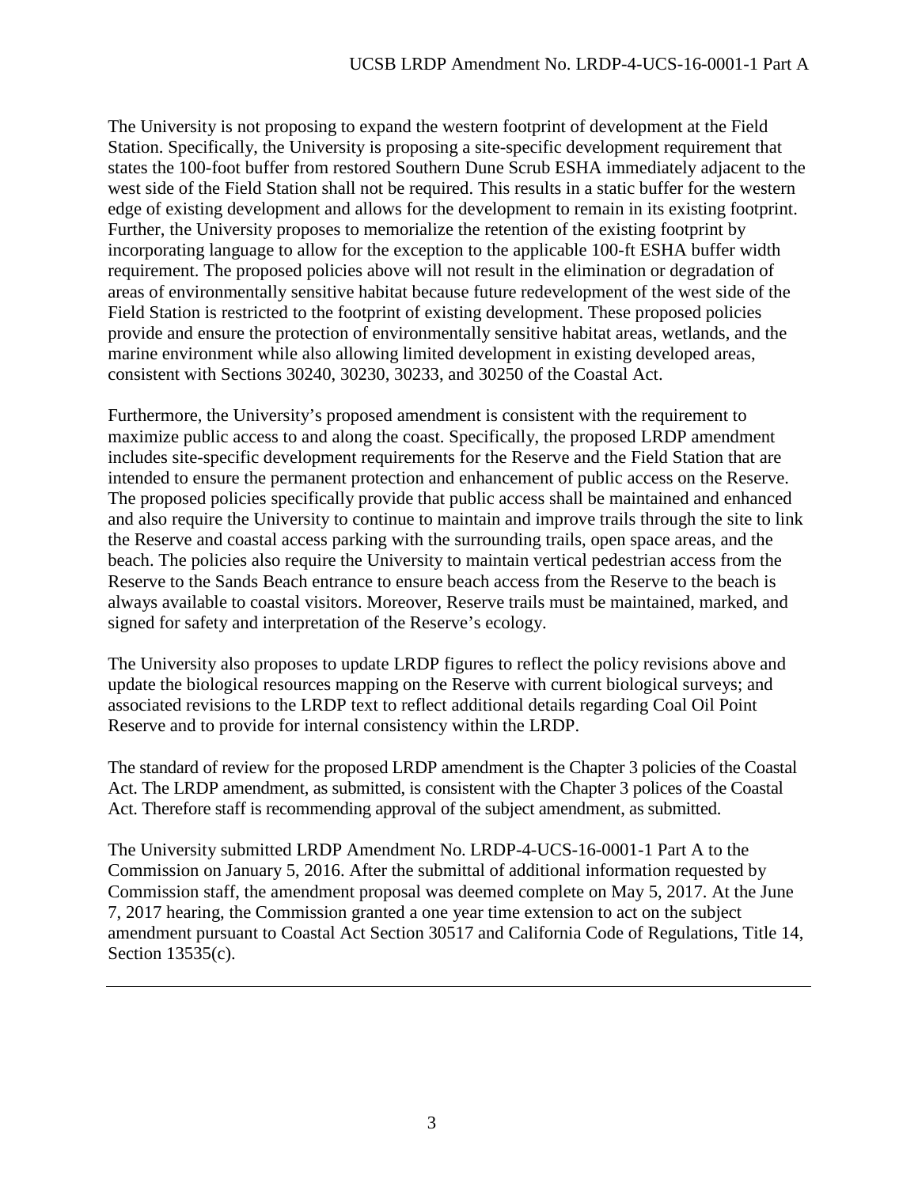The University is not proposing to expand the western footprint of development at the Field Station. Specifically, the University is proposing a site-specific development requirement that states the 100-foot buffer from restored Southern Dune Scrub ESHA immediately adjacent to the west side of the Field Station shall not be required. This results in a static buffer for the western edge of existing development and allows for the development to remain in its existing footprint. Further, the University proposes to memorialize the retention of the existing footprint by incorporating language to allow for the exception to the applicable 100-ft ESHA buffer width requirement. The proposed policies above will not result in the elimination or degradation of areas of environmentally sensitive habitat because future redevelopment of the west side of the Field Station is restricted to the footprint of existing development. These proposed policies provide and ensure the protection of environmentally sensitive habitat areas, wetlands, and the marine environment while also allowing limited development in existing developed areas, consistent with Sections 30240, 30230, 30233, and 30250 of the Coastal Act.

Furthermore, the University's proposed amendment is consistent with the requirement to maximize public access to and along the coast. Specifically, the proposed LRDP amendment includes site-specific development requirements for the Reserve and the Field Station that are intended to ensure the permanent protection and enhancement of public access on the Reserve. The proposed policies specifically provide that public access shall be maintained and enhanced and also require the University to continue to maintain and improve trails through the site to link the Reserve and coastal access parking with the surrounding trails, open space areas, and the beach. The policies also require the University to maintain vertical pedestrian access from the Reserve to the Sands Beach entrance to ensure beach access from the Reserve to the beach is always available to coastal visitors. Moreover, Reserve trails must be maintained, marked, and signed for safety and interpretation of the Reserve's ecology.

The University also proposes to update LRDP figures to reflect the policy revisions above and update the biological resources mapping on the Reserve with current biological surveys; and associated revisions to the LRDP text to reflect additional details regarding Coal Oil Point Reserve and to provide for internal consistency within the LRDP.

The standard of review for the proposed LRDP amendment is the Chapter 3 policies of the Coastal Act. The LRDP amendment, as submitted, is consistent with the Chapter 3 polices of the Coastal Act. Therefore staff is recommending approval of the subject amendment, as submitted.

The University submitted LRDP Amendment No. LRDP-4-UCS-16-0001-1 Part A to the Commission on January 5, 2016. After the submittal of additional information requested by Commission staff, the amendment proposal was deemed complete on May 5, 2017. At the June 7, 2017 hearing, the Commission granted a one year time extension to act on the subject amendment pursuant to Coastal Act Section 30517 and California Code of Regulations, Title 14, Section 13535(c).

---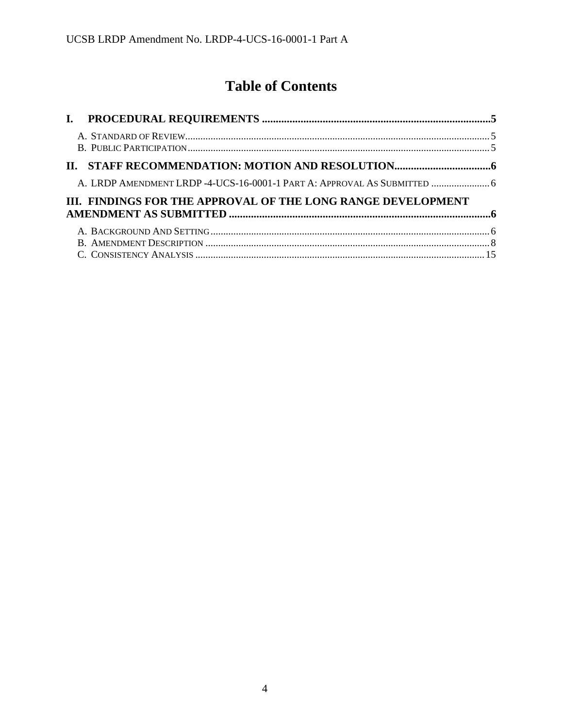# Table of Contents

**I. PROCEDURAL REQUIREMENTS ....................................................................................5**

A. STANDARD OF REVIEW........................................................................................................5
B. PUBLIC PARTICIPATION.......................................................................................................5

**II. STAFF RECOMMENDATION: MOTION AND RESOLUTION...................................6**

A. LRDP AMENDMENT LRDP -4-UCS-16-0001-1 PART A: APPROVAL AS SUBMITTED .......................6

**III. FINDINGS FOR THE APPROVAL OF THE LONG RANGE DEVELOPMENT AMENDMENT AS SUBMITTED ..................................................................................6**

A. BACKGROUND AND SETTING.................................................................................................6
B. AMENDMENT DESCRIPTION ...................................................................................................8
C. CONSISTENCY ANALYSIS ......................................................................................................15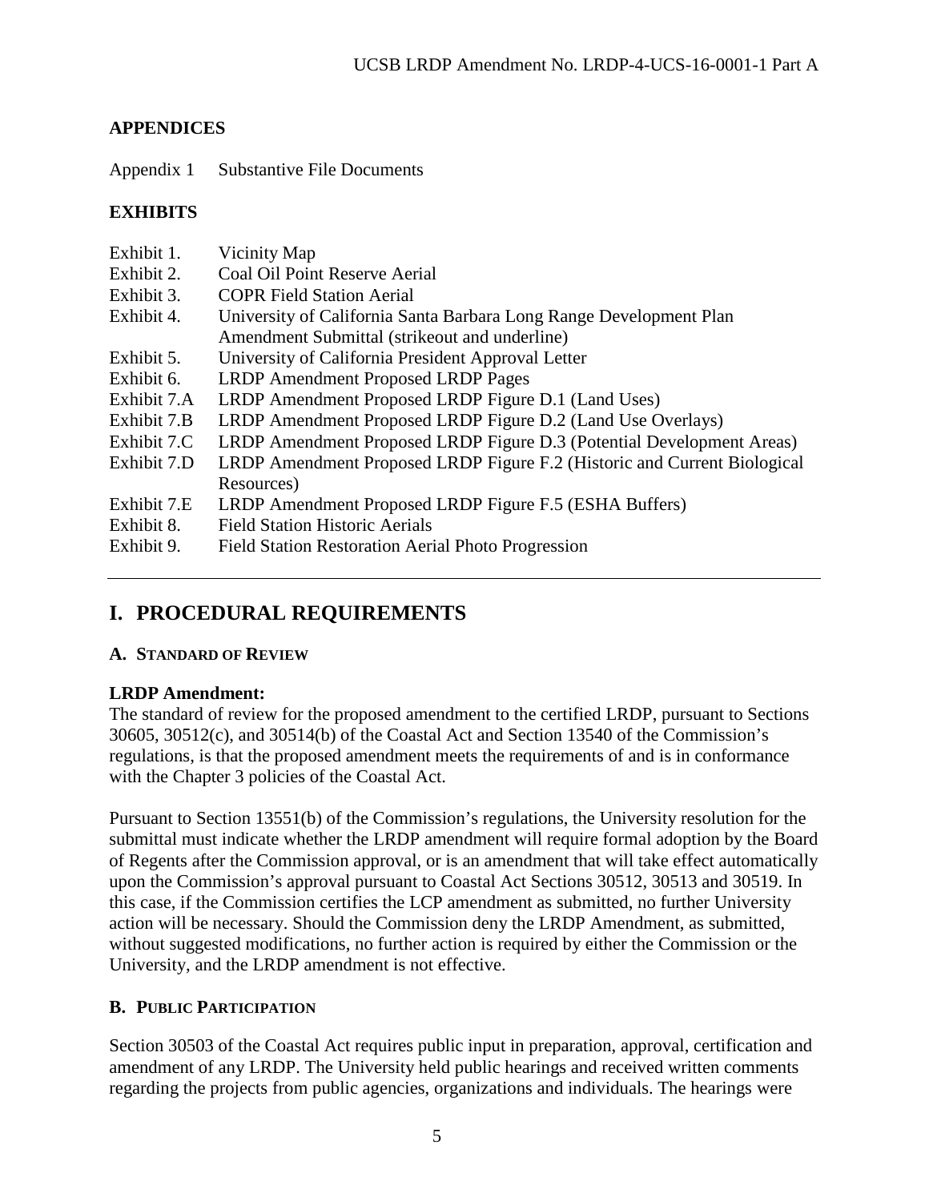## APPENDICES

| | |
|---|---|
| Appendix 1 | Substantive File Documents |

## EXHIBITS

| | |
|---|---|
| Exhibit 1. | Vicinity Map |
| Exhibit 2. | Coal Oil Point Reserve Aerial |
| Exhibit 3. | COPR Field Station Aerial |
| Exhibit 4. | University of California Santa Barbara Long Range Development Plan Amendment Submittal (strikeout and underline) |
| Exhibit 5. | University of California President Approval Letter |
| Exhibit 6. | LRDP Amendment Proposed LRDP Pages |
| Exhibit 7.A | LRDP Amendment Proposed LRDP Figure D.1 (Land Uses) |
| Exhibit 7.B | LRDP Amendment Proposed LRDP Figure D.2 (Land Use Overlays) |
| Exhibit 7.C | LRDP Amendment Proposed LRDP Figure D.3 (Potential Development Areas) |
| Exhibit 7.D | LRDP Amendment Proposed LRDP Figure F.2 (Historic and Current Biological Resources) |
| Exhibit 7.E | LRDP Amendment Proposed LRDP Figure F.5 (ESHA Buffers) |
| Exhibit 8. | Field Station Historic Aerials |
| Exhibit 9. | Field Station Restoration Aerial Photo Progression |

---

# I. PROCEDURAL REQUIREMENTS

## A. STANDARD OF REVIEW

**LRDP Amendment:**
The standard of review for the proposed amendment to the certified LRDP, pursuant to Sections 30605, 30512(c), and 30514(b) of the Coastal Act and Section 13540 of the Commission's regulations, is that the proposed amendment meets the requirements of and is in conformance with the Chapter 3 policies of the Coastal Act.

Pursuant to Section 13551(b) of the Commission's regulations, the University resolution for the submittal must indicate whether the LRDP amendment will require formal adoption by the Board of Regents after the Commission approval, or is an amendment that will take effect automatically upon the Commission's approval pursuant to Coastal Act Sections 30512, 30513 and 30519. In this case, if the Commission certifies the LCP amendment as submitted, no further University action will be necessary. Should the Commission deny the LRDP Amendment, as submitted, without suggested modifications, no further action is required by either the Commission or the University, and the LRDP amendment is not effective.

## B. PUBLIC PARTICIPATION

Section 30503 of the Coastal Act requires public input in preparation, approval, certification and amendment of any LRDP. The University held public hearings and received written comments regarding the projects from public agencies, organizations and individuals. The hearings were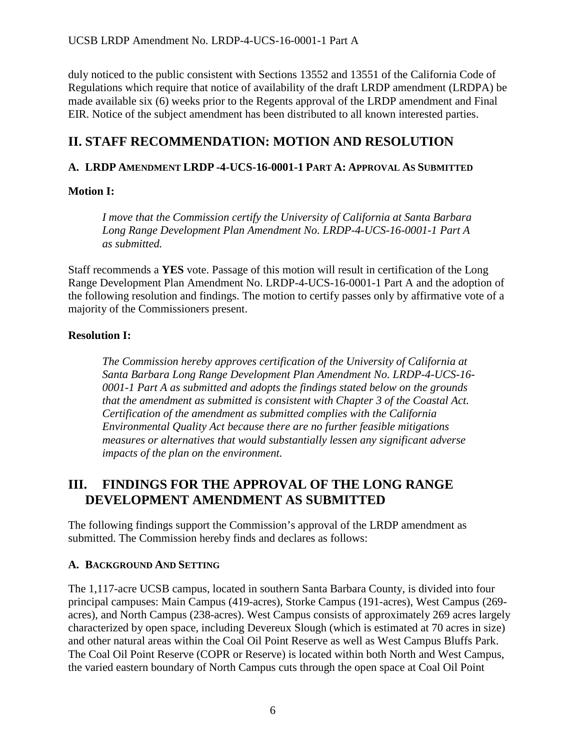duly noticed to the public consistent with Sections 13552 and 13551 of the California Code of Regulations which require that notice of availability of the draft LRDP amendment (LRDPA) be made available six (6) weeks prior to the Regents approval of the LRDP amendment and Final EIR. Notice of the subject amendment has been distributed to all known interested parties.

## II. STAFF RECOMMENDATION: MOTION AND RESOLUTION

### A. LRDP AMENDMENT LRDP -4-UCS-16-0001-1 PART A: APPROVAL AS SUBMITTED

**Motion I:**

> *I move that the Commission certify the University of California at Santa Barbara Long Range Development Plan Amendment No. LRDP-4-UCS-16-0001-1 Part A as submitted.*

Staff recommends a **YES** vote. Passage of this motion will result in certification of the Long Range Development Plan Amendment No. LRDP-4-UCS-16-0001-1 Part A and the adoption of the following resolution and findings. The motion to certify passes only by affirmative vote of a majority of the Commissioners present.

**Resolution I:**

> *The Commission hereby approves certification of the University of California at Santa Barbara Long Range Development Plan Amendment No. LRDP-4-UCS-16-0001-1 Part A as submitted and adopts the findings stated below on the grounds that the amendment as submitted is consistent with Chapter 3 of the Coastal Act. Certification of the amendment as submitted complies with the California Environmental Quality Act because there are no further feasible mitigations measures or alternatives that would substantially lessen any significant adverse impacts of the plan on the environment.*

## III. FINDINGS FOR THE APPROVAL OF THE LONG RANGE DEVELOPMENT AMENDMENT AS SUBMITTED

The following findings support the Commission's approval of the LRDP amendment as submitted. The Commission hereby finds and declares as follows:

### A. BACKGROUND AND SETTING

The 1,117-acre UCSB campus, located in southern Santa Barbara County, is divided into four principal campuses: Main Campus (419-acres), Storke Campus (191-acres), West Campus (269-acres), and North Campus (238-acres). West Campus consists of approximately 269 acres largely characterized by open space, including Devereux Slough (which is estimated at 70 acres in size) and other natural areas within the Coal Oil Point Reserve as well as West Campus Bluffs Park. The Coal Oil Point Reserve (COPR or Reserve) is located within both North and West Campus, the varied eastern boundary of North Campus cuts through the open space at Coal Oil Point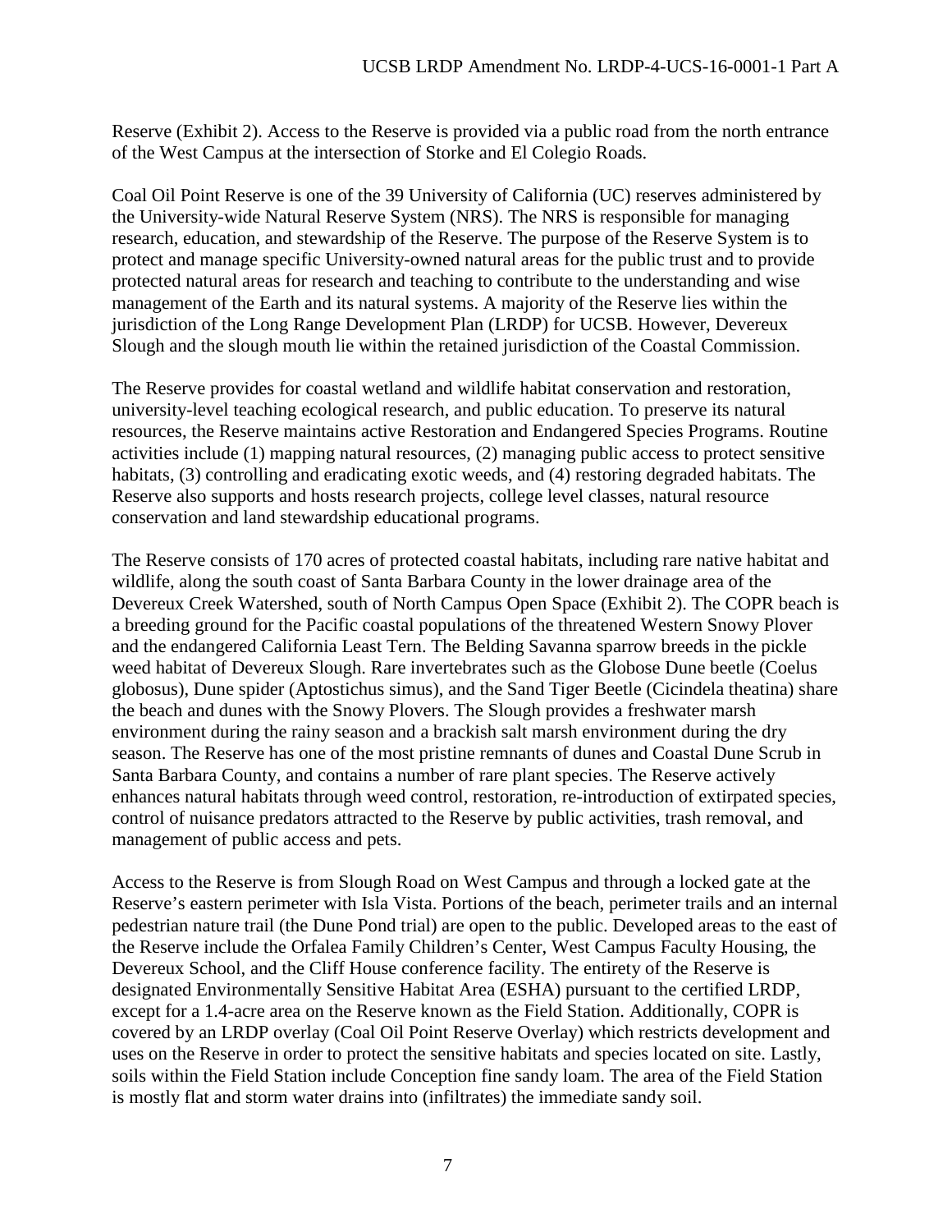Reserve (Exhibit 2). Access to the Reserve is provided via a public road from the north entrance of the West Campus at the intersection of Storke and El Colegio Roads.

Coal Oil Point Reserve is one of the 39 University of California (UC) reserves administered by the University-wide Natural Reserve System (NRS). The NRS is responsible for managing research, education, and stewardship of the Reserve. The purpose of the Reserve System is to protect and manage specific University-owned natural areas for the public trust and to provide protected natural areas for research and teaching to contribute to the understanding and wise management of the Earth and its natural systems. A majority of the Reserve lies within the jurisdiction of the Long Range Development Plan (LRDP) for UCSB. However, Devereux Slough and the slough mouth lie within the retained jurisdiction of the Coastal Commission.

The Reserve provides for coastal wetland and wildlife habitat conservation and restoration, university-level teaching ecological research, and public education. To preserve its natural resources, the Reserve maintains active Restoration and Endangered Species Programs. Routine activities include (1) mapping natural resources, (2) managing public access to protect sensitive habitats, (3) controlling and eradicating exotic weeds, and (4) restoring degraded habitats. The Reserve also supports and hosts research projects, college level classes, natural resource conservation and land stewardship educational programs.

The Reserve consists of 170 acres of protected coastal habitats, including rare native habitat and wildlife, along the south coast of Santa Barbara County in the lower drainage area of the Devereux Creek Watershed, south of North Campus Open Space (Exhibit 2). The COPR beach is a breeding ground for the Pacific coastal populations of the threatened Western Snowy Plover and the endangered California Least Tern. The Belding Savanna sparrow breeds in the pickle weed habitat of Devereux Slough. Rare invertebrates such as the Globose Dune beetle (Coelus globosus), Dune spider (Aptostichus simus), and the Sand Tiger Beetle (Cicindela theatina) share the beach and dunes with the Snowy Plovers. The Slough provides a freshwater marsh environment during the rainy season and a brackish salt marsh environment during the dry season. The Reserve has one of the most pristine remnants of dunes and Coastal Dune Scrub in Santa Barbara County, and contains a number of rare plant species. The Reserve actively enhances natural habitats through weed control, restoration, re-introduction of extirpated species, control of nuisance predators attracted to the Reserve by public activities, trash removal, and management of public access and pets.

Access to the Reserve is from Slough Road on West Campus and through a locked gate at the Reserve's eastern perimeter with Isla Vista. Portions of the beach, perimeter trails and an internal pedestrian nature trail (the Dune Pond trial) are open to the public. Developed areas to the east of the Reserve include the Orfalea Family Children's Center, West Campus Faculty Housing, the Devereux School, and the Cliff House conference facility. The entirety of the Reserve is designated Environmentally Sensitive Habitat Area (ESHA) pursuant to the certified LRDP, except for a 1.4-acre area on the Reserve known as the Field Station. Additionally, COPR is covered by an LRDP overlay (Coal Oil Point Reserve Overlay) which restricts development and uses on the Reserve in order to protect the sensitive habitats and species located on site. Lastly, soils within the Field Station include Conception fine sandy loam. The area of the Field Station is mostly flat and storm water drains into (infiltrates) the immediate sandy soil.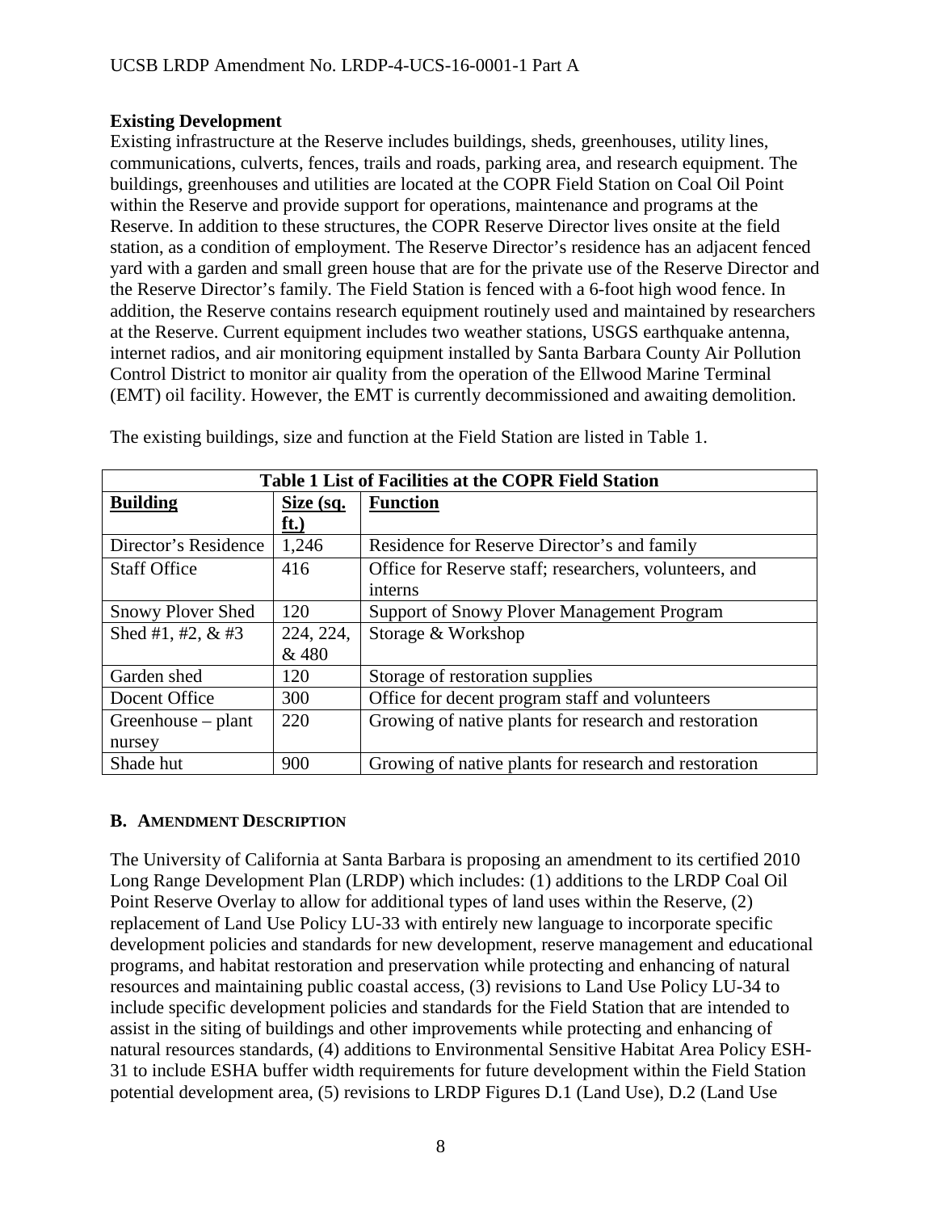**Existing Development**

Existing infrastructure at the Reserve includes buildings, sheds, greenhouses, utility lines, communications, culverts, fences, trails and roads, parking area, and research equipment. The buildings, greenhouses and utilities are located at the COPR Field Station on Coal Oil Point within the Reserve and provide support for operations, maintenance and programs at the Reserve. In addition to these structures, the COPR Reserve Director lives onsite at the field station, as a condition of employment. The Reserve Director's residence has an adjacent fenced yard with a garden and small green house that are for the private use of the Reserve Director and the Reserve Director's family. The Field Station is fenced with a 6-foot high wood fence. In addition, the Reserve contains research equipment routinely used and maintained by researchers at the Reserve. Current equipment includes two weather stations, USGS earthquake antenna, internet radios, and air monitoring equipment installed by Santa Barbara County Air Pollution Control District to monitor air quality from the operation of the Ellwood Marine Terminal (EMT) oil facility. However, the EMT is currently decommissioned and awaiting demolition.

The existing buildings, size and function at the Field Station are listed in Table 1.

| Table 1 List of Facilities at the COPR Field Station | | |
|---|---|---|
| **Building** | **Size (sq. ft.)** | **Function** |
| Director's Residence | 1,246 | Residence for Reserve Director's and family |
| Staff Office | 416 | Office for Reserve staff; researchers, volunteers, and interns |
| Snowy Plover Shed | 120 | Support of Snowy Plover Management Program |
| Shed #1, #2, & #3 | 224, 224, & 480 | Storage & Workshop |
| Garden shed | 120 | Storage of restoration supplies |
| Docent Office | 300 | Office for decent program staff and volunteers |
| Greenhouse – plant nursey | 220 | Growing of native plants for research and restoration |
| Shade hut | 900 | Growing of native plants for research and restoration |

### B. AMENDMENT DESCRIPTION

The University of California at Santa Barbara is proposing an amendment to its certified 2010 Long Range Development Plan (LRDP) which includes: (1) additions to the LRDP Coal Oil Point Reserve Overlay to allow for additional types of land uses within the Reserve, (2) replacement of Land Use Policy LU-33 with entirely new language to incorporate specific development policies and standards for new development, reserve management and educational programs, and habitat restoration and preservation while protecting and enhancing of natural resources and maintaining public coastal access, (3) revisions to Land Use Policy LU-34 to include specific development policies and standards for the Field Station that are intended to assist in the siting of buildings and other improvements while protecting and enhancing of natural resources standards, (4) additions to Environmental Sensitive Habitat Area Policy ESH-31 to include ESHA buffer width requirements for future development within the Field Station potential development area, (5) revisions to LRDP Figures D.1 (Land Use), D.2 (Land Use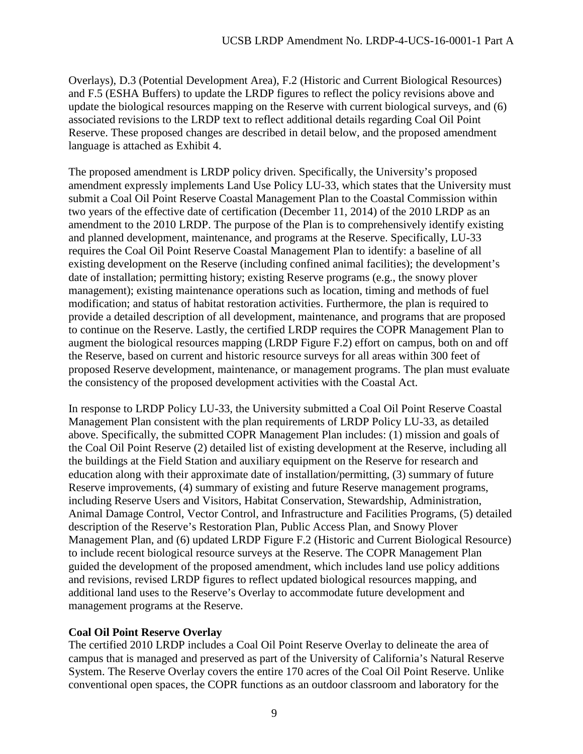Overlays), D.3 (Potential Development Area), F.2 (Historic and Current Biological Resources) and F.5 (ESHA Buffers) to update the LRDP figures to reflect the policy revisions above and update the biological resources mapping on the Reserve with current biological surveys, and (6) associated revisions to the LRDP text to reflect additional details regarding Coal Oil Point Reserve. These proposed changes are described in detail below, and the proposed amendment language is attached as Exhibit 4.

The proposed amendment is LRDP policy driven. Specifically, the University's proposed amendment expressly implements Land Use Policy LU-33, which states that the University must submit a Coal Oil Point Reserve Coastal Management Plan to the Coastal Commission within two years of the effective date of certification (December 11, 2014) of the 2010 LRDP as an amendment to the 2010 LRDP. The purpose of the Plan is to comprehensively identify existing and planned development, maintenance, and programs at the Reserve. Specifically, LU-33 requires the Coal Oil Point Reserve Coastal Management Plan to identify: a baseline of all existing development on the Reserve (including confined animal facilities); the development's date of installation; permitting history; existing Reserve programs (e.g., the snowy plover management); existing maintenance operations such as location, timing and methods of fuel modification; and status of habitat restoration activities. Furthermore, the plan is required to provide a detailed description of all development, maintenance, and programs that are proposed to continue on the Reserve. Lastly, the certified LRDP requires the COPR Management Plan to augment the biological resources mapping (LRDP Figure F.2) effort on campus, both on and off the Reserve, based on current and historic resource surveys for all areas within 300 feet of proposed Reserve development, maintenance, or management programs. The plan must evaluate the consistency of the proposed development activities with the Coastal Act.

In response to LRDP Policy LU-33, the University submitted a Coal Oil Point Reserve Coastal Management Plan consistent with the plan requirements of LRDP Policy LU-33, as detailed above. Specifically, the submitted COPR Management Plan includes: (1) mission and goals of the Coal Oil Point Reserve (2) detailed list of existing development at the Reserve, including all the buildings at the Field Station and auxiliary equipment on the Reserve for research and education along with their approximate date of installation/permitting, (3) summary of future Reserve improvements, (4) summary of existing and future Reserve management programs, including Reserve Users and Visitors, Habitat Conservation, Stewardship, Administration, Animal Damage Control, Vector Control, and Infrastructure and Facilities Programs, (5) detailed description of the Reserve's Restoration Plan, Public Access Plan, and Snowy Plover Management Plan, and (6) updated LRDP Figure F.2 (Historic and Current Biological Resource) to include recent biological resource surveys at the Reserve. The COPR Management Plan guided the development of the proposed amendment, which includes land use policy additions and revisions, revised LRDP figures to reflect updated biological resources mapping, and additional land uses to the Reserve's Overlay to accommodate future development and management programs at the Reserve.

**Coal Oil Point Reserve Overlay**

The certified 2010 LRDP includes a Coal Oil Point Reserve Overlay to delineate the area of campus that is managed and preserved as part of the University of California's Natural Reserve System. The Reserve Overlay covers the entire 170 acres of the Coal Oil Point Reserve. Unlike conventional open spaces, the COPR functions as an outdoor classroom and laboratory for the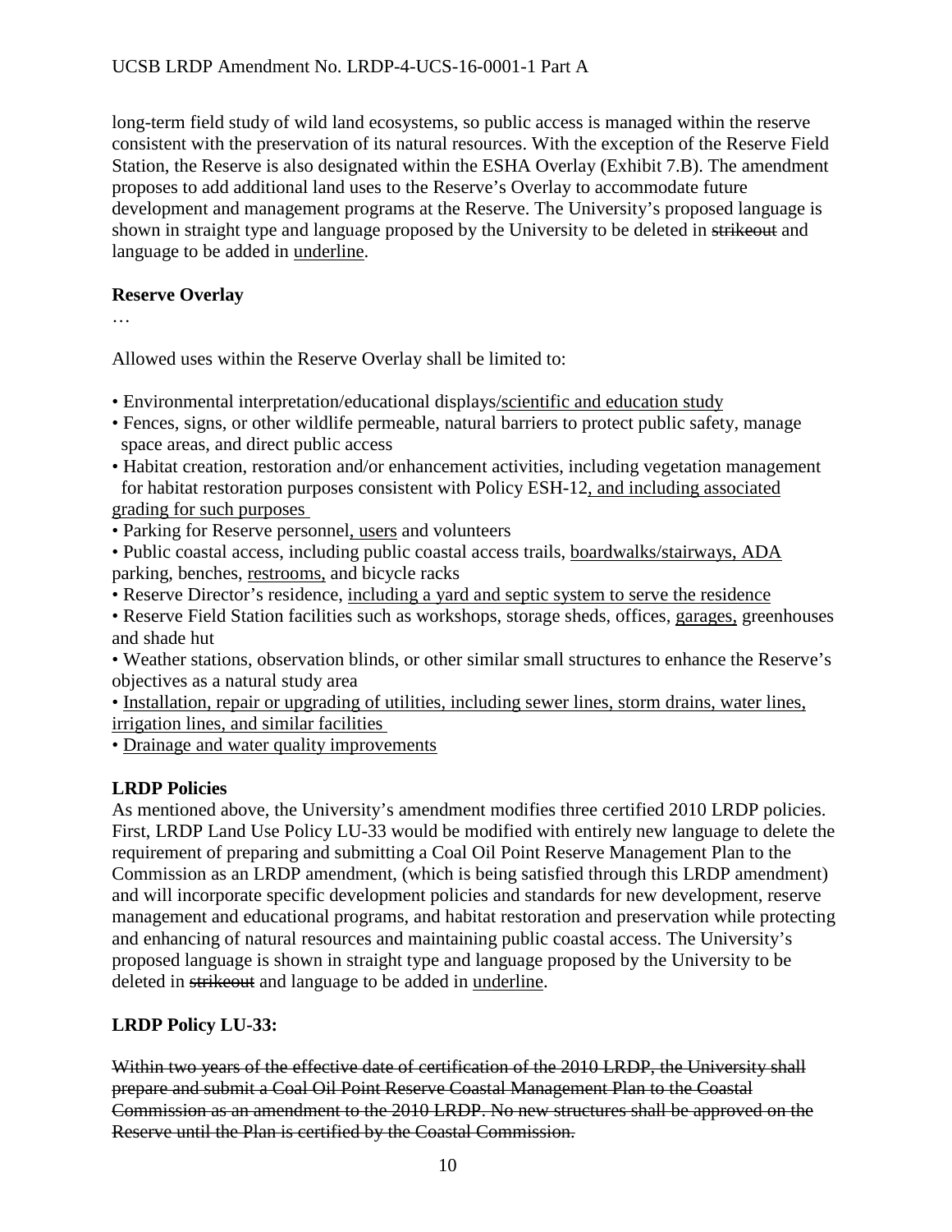long-term field study of wild land ecosystems, so public access is managed within the reserve consistent with the preservation of its natural resources. With the exception of the Reserve Field Station, the Reserve is also designated within the ESHA Overlay (Exhibit 7.B). The amendment proposes to add additional land uses to the Reserve's Overlay to accommodate future development and management programs at the Reserve. The University's proposed language is shown in straight type and language proposed by the University to be deleted in ~~strikeout~~ and language to be added in <u>underline</u>.

**Reserve Overlay**

…

Allowed uses within the Reserve Overlay shall be limited to:

- Environmental interpretation/educational displays<u>/scientific and education study</u>
- Fences, signs, or other wildlife permeable, natural barriers to protect public safety, manage space areas, and direct public access
- Habitat creation, restoration and/or enhancement activities, including vegetation management for habitat restoration purposes consistent with Policy ESH-12<u>, and including associated grading for such purposes</u>
- Parking for Reserve personnel<u>, users</u> and volunteers
- Public coastal access, including public coastal access trails, <u>boardwalks/stairways, ADA</u> parking, benches, <u>restrooms,</u> and bicycle racks
- Reserve Director's residence, <u>including a yard and septic system to serve the residence</u>
- Reserve Field Station facilities such as workshops, storage sheds, offices, <u>garages,</u> greenhouses and shade hut
- Weather stations, observation blinds, or other similar small structures to enhance the Reserve's objectives as a natural study area
- <u>Installation, repair or upgrading of utilities, including sewer lines, storm drains, water lines, irrigation lines, and similar facilities</u>
- <u>Drainage and water quality improvements</u>

**LRDP Policies**

As mentioned above, the University's amendment modifies three certified 2010 LRDP policies. First, LRDP Land Use Policy LU-33 would be modified with entirely new language to delete the requirement of preparing and submitting a Coal Oil Point Reserve Management Plan to the Commission as an LRDP amendment, (which is being satisfied through this LRDP amendment) and will incorporate specific development policies and standards for new development, reserve management and educational programs, and habitat restoration and preservation while protecting and enhancing of natural resources and maintaining public coastal access. The University's proposed language is shown in straight type and language proposed by the University to be deleted in ~~strikeout~~ and language to be added in <u>underline</u>.

**LRDP Policy LU-33:**

~~Within two years of the effective date of certification of the 2010 LRDP, the University shall prepare and submit a Coal Oil Point Reserve Coastal Management Plan to the Coastal Commission as an amendment to the 2010 LRDP. No new structures shall be approved on the Reserve until the Plan is certified by the Coastal Commission.~~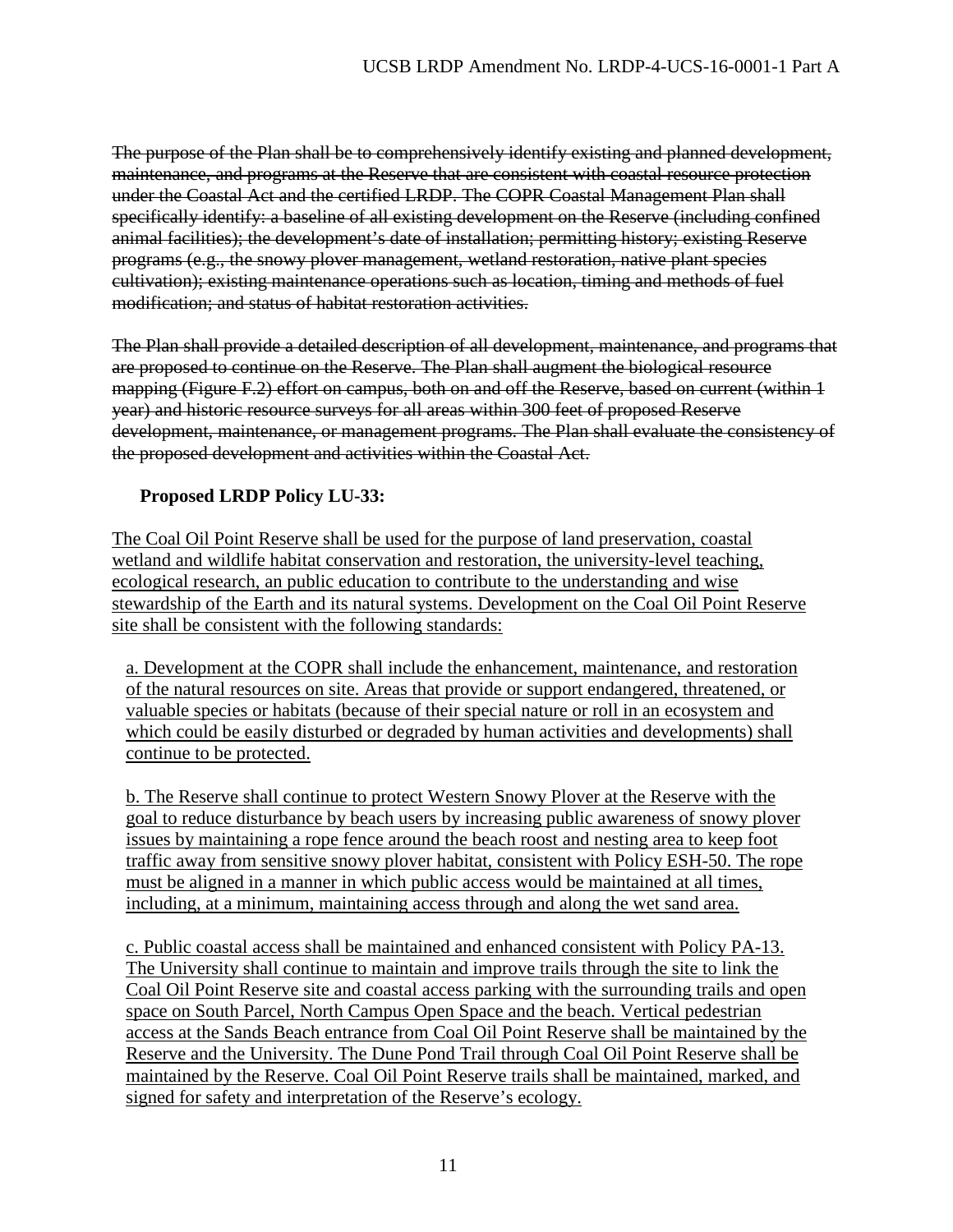~~The purpose of the Plan shall be to comprehensively identify existing and planned development, maintenance, and programs at the Reserve that are consistent with coastal resource protection under the Coastal Act and the certified LRDP. The COPR Coastal Management Plan shall specifically identify: a baseline of all existing development on the Reserve (including confined animal facilities); the development's date of installation; permitting history; existing Reserve programs (e.g., the snowy plover management, wetland restoration, native plant species cultivation); existing maintenance operations such as location, timing and methods of fuel modification; and status of habitat restoration activities.~~

~~The Plan shall provide a detailed description of all development, maintenance, and programs that are proposed to continue on the Reserve. The Plan shall augment the biological resource mapping (Figure F.2) effort on campus, both on and off the Reserve, based on current (within 1 year) and historic resource surveys for all areas within 300 feet of proposed Reserve development, maintenance, or management programs. The Plan shall evaluate the consistency of the proposed development and activities within the Coastal Act.~~

**Proposed LRDP Policy LU-33:**

<u>The Coal Oil Point Reserve shall be used for the purpose of land preservation, coastal wetland and wildlife habitat conservation and restoration, the university-level teaching, ecological research, an public education to contribute to the understanding and wise stewardship of the Earth and its natural systems. Development on the Coal Oil Point Reserve site shall be consistent with the following standards:</u>

<u>a. Development at the COPR shall include the enhancement, maintenance, and restoration of the natural resources on site. Areas that provide or support endangered, threatened, or valuable species or habitats (because of their special nature or roll in an ecosystem and which could be easily disturbed or degraded by human activities and developments) shall continue to be protected.</u>

<u>b. The Reserve shall continue to protect Western Snowy Plover at the Reserve with the goal to reduce disturbance by beach users by increasing public awareness of snowy plover issues by maintaining a rope fence around the beach roost and nesting area to keep foot traffic away from sensitive snowy plover habitat, consistent with Policy ESH-50. The rope must be aligned in a manner in which public access would be maintained at all times, including, at a minimum, maintaining access through and along the wet sand area.</u>

<u>c. Public coastal access shall be maintained and enhanced consistent with Policy PA-13. The University shall continue to maintain and improve trails through the site to link the Coal Oil Point Reserve site and coastal access parking with the surrounding trails and open space on South Parcel, North Campus Open Space and the beach. Vertical pedestrian access at the Sands Beach entrance from Coal Oil Point Reserve shall be maintained by the Reserve and the University. The Dune Pond Trail through Coal Oil Point Reserve shall be maintained by the Reserve. Coal Oil Point Reserve trails shall be maintained, marked, and signed for safety and interpretation of the Reserve's ecology.</u>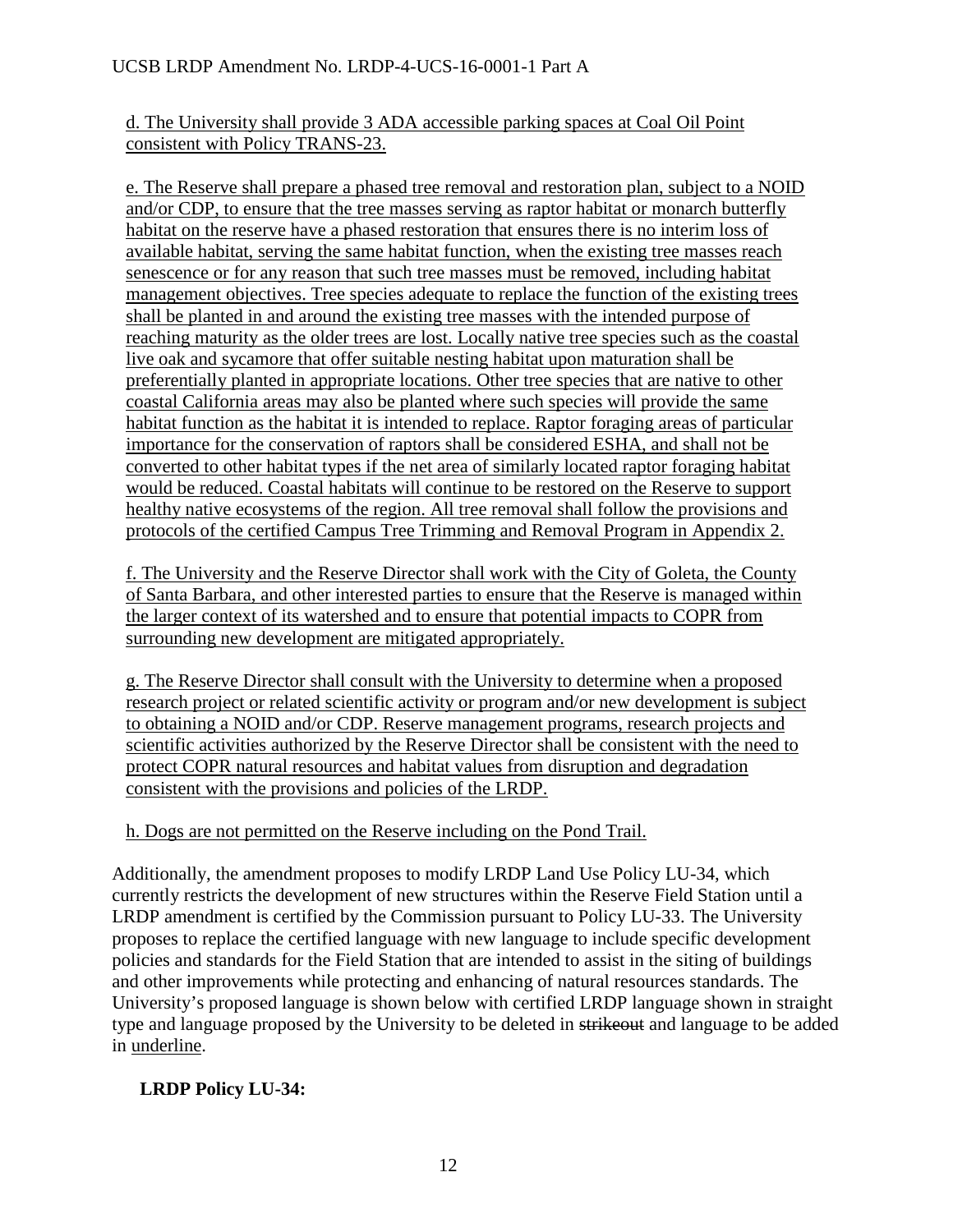<u>d. The University shall provide 3 ADA accessible parking spaces at Coal Oil Point consistent with Policy TRANS-23.</u>

<u>e. The Reserve shall prepare a phased tree removal and restoration plan, subject to a NOID and/or CDP, to ensure that the tree masses serving as raptor habitat or monarch butterfly habitat on the reserve have a phased restoration that ensures there is no interim loss of available habitat, serving the same habitat function, when the existing tree masses reach senescence or for any reason that such tree masses must be removed, including habitat management objectives. Tree species adequate to replace the function of the existing trees shall be planted in and around the existing tree masses with the intended purpose of reaching maturity as the older trees are lost. Locally native tree species such as the coastal live oak and sycamore that offer suitable nesting habitat upon maturation shall be preferentially planted in appropriate locations. Other tree species that are native to other coastal California areas may also be planted where such species will provide the same habitat function as the habitat it is intended to replace. Raptor foraging areas of particular importance for the conservation of raptors shall be considered ESHA, and shall not be converted to other habitat types if the net area of similarly located raptor foraging habitat would be reduced. Coastal habitats will continue to be restored on the Reserve to support healthy native ecosystems of the region. All tree removal shall follow the provisions and protocols of the certified Campus Tree Trimming and Removal Program in Appendix 2.</u>

<u>f. The University and the Reserve Director shall work with the City of Goleta, the County of Santa Barbara, and other interested parties to ensure that the Reserve is managed within the larger context of its watershed and to ensure that potential impacts to COPR from surrounding new development are mitigated appropriately.</u>

<u>g. The Reserve Director shall consult with the University to determine when a proposed research project or related scientific activity or program and/or new development is subject to obtaining a NOID and/or CDP. Reserve management programs, research projects and scientific activities authorized by the Reserve Director shall be consistent with the need to protect COPR natural resources and habitat values from disruption and degradation consistent with the provisions and policies of the LRDP.</u>

<u>h. Dogs are not permitted on the Reserve including on the Pond Trail.</u>

Additionally, the amendment proposes to modify LRDP Land Use Policy LU-34, which currently restricts the development of new structures within the Reserve Field Station until a LRDP amendment is certified by the Commission pursuant to Policy LU-33. The University proposes to replace the certified language with new language to include specific development policies and standards for the Field Station that are intended to assist in the siting of buildings and other improvements while protecting and enhancing of natural resources standards. The University's proposed language is shown below with certified LRDP language shown in straight type and language proposed by the University to be deleted in ~~strikeout~~ and language to be added in <u>underline</u>.

**LRDP Policy LU-34:**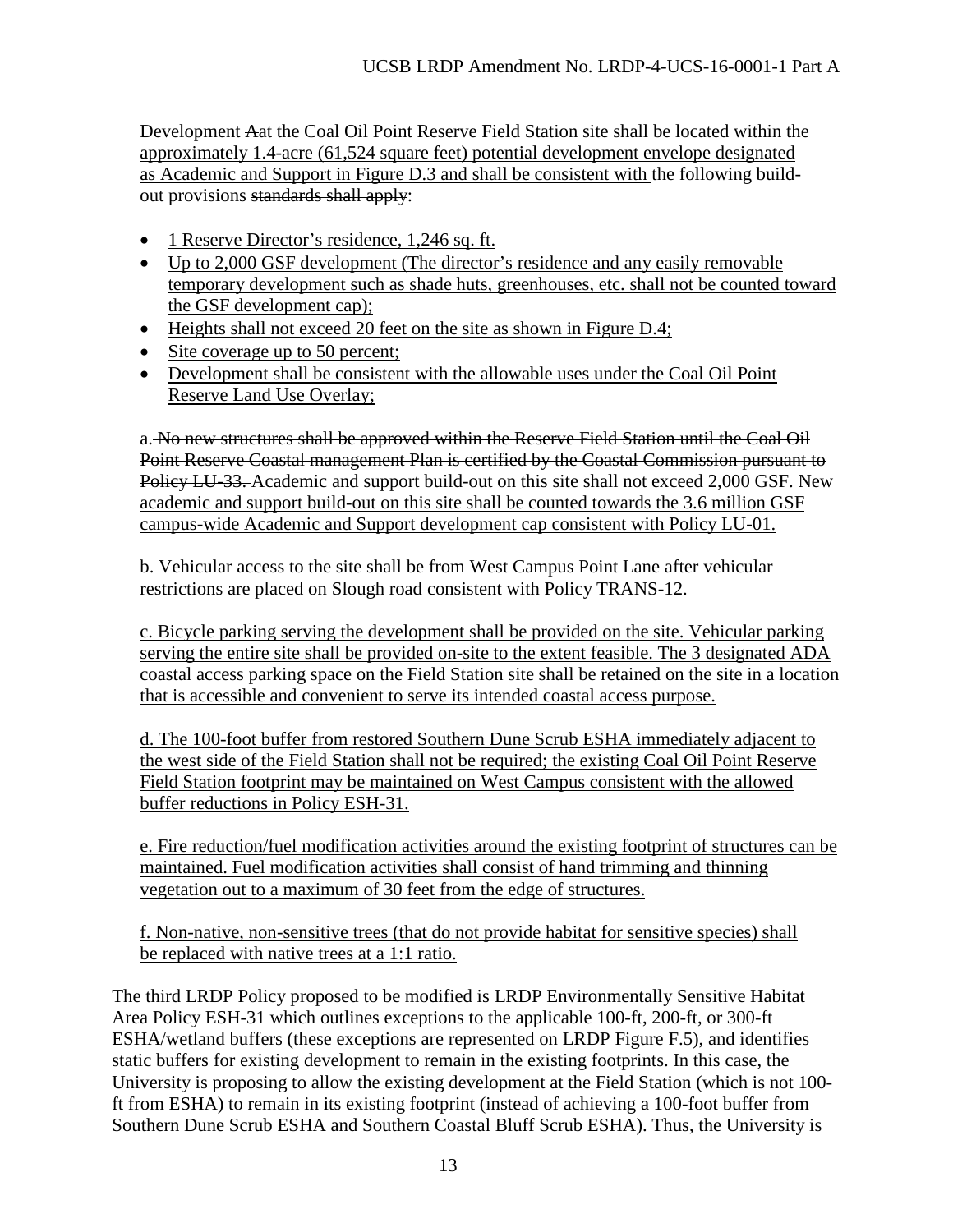Development Aat the Coal Oil Point Reserve Field Station site shall be located within the approximately 1.4-acre (61,524 square feet) potential development envelope designated as Academic and Support in Figure D.3 and shall be consistent with the following build-out provisions standards shall apply:

- 1 Reserve Director's residence, 1,246 sq. ft.
- Up to 2,000 GSF development (The director's residence and any easily removable temporary development such as shade huts, greenhouses, etc. shall not be counted toward the GSF development cap);
- Heights shall not exceed 20 feet on the site as shown in Figure D.4;
- Site coverage up to 50 percent;
- Development shall be consistent with the allowable uses under the Coal Oil Point Reserve Land Use Overlay;

a. No new structures shall be approved within the Reserve Field Station until the Coal Oil Point Reserve Coastal management Plan is certified by the Coastal Commission pursuant to Policy LU-33. Academic and support build-out on this site shall not exceed 2,000 GSF. New academic and support build-out on this site shall be counted towards the 3.6 million GSF campus-wide Academic and Support development cap consistent with Policy LU-01.

b. Vehicular access to the site shall be from West Campus Point Lane after vehicular restrictions are placed on Slough road consistent with Policy TRANS-12.

c. Bicycle parking serving the development shall be provided on the site. Vehicular parking serving the entire site shall be provided on-site to the extent feasible. The 3 designated ADA coastal access parking space on the Field Station site shall be retained on the site in a location that is accessible and convenient to serve its intended coastal access purpose.

d. The 100-foot buffer from restored Southern Dune Scrub ESHA immediately adjacent to the west side of the Field Station shall not be required; the existing Coal Oil Point Reserve Field Station footprint may be maintained on West Campus consistent with the allowed buffer reductions in Policy ESH-31.

e. Fire reduction/fuel modification activities around the existing footprint of structures can be maintained. Fuel modification activities shall consist of hand trimming and thinning vegetation out to a maximum of 30 feet from the edge of structures.

f. Non-native, non-sensitive trees (that do not provide habitat for sensitive species) shall be replaced with native trees at a 1:1 ratio.

The third LRDP Policy proposed to be modified is LRDP Environmentally Sensitive Habitat Area Policy ESH-31 which outlines exceptions to the applicable 100-ft, 200-ft, or 300-ft ESHA/wetland buffers (these exceptions are represented on LRDP Figure F.5), and identifies static buffers for existing development to remain in the existing footprints. In this case, the University is proposing to allow the existing development at the Field Station (which is not 100-ft from ESHA) to remain in its existing footprint (instead of achieving a 100-foot buffer from Southern Dune Scrub ESHA and Southern Coastal Bluff Scrub ESHA). Thus, the University is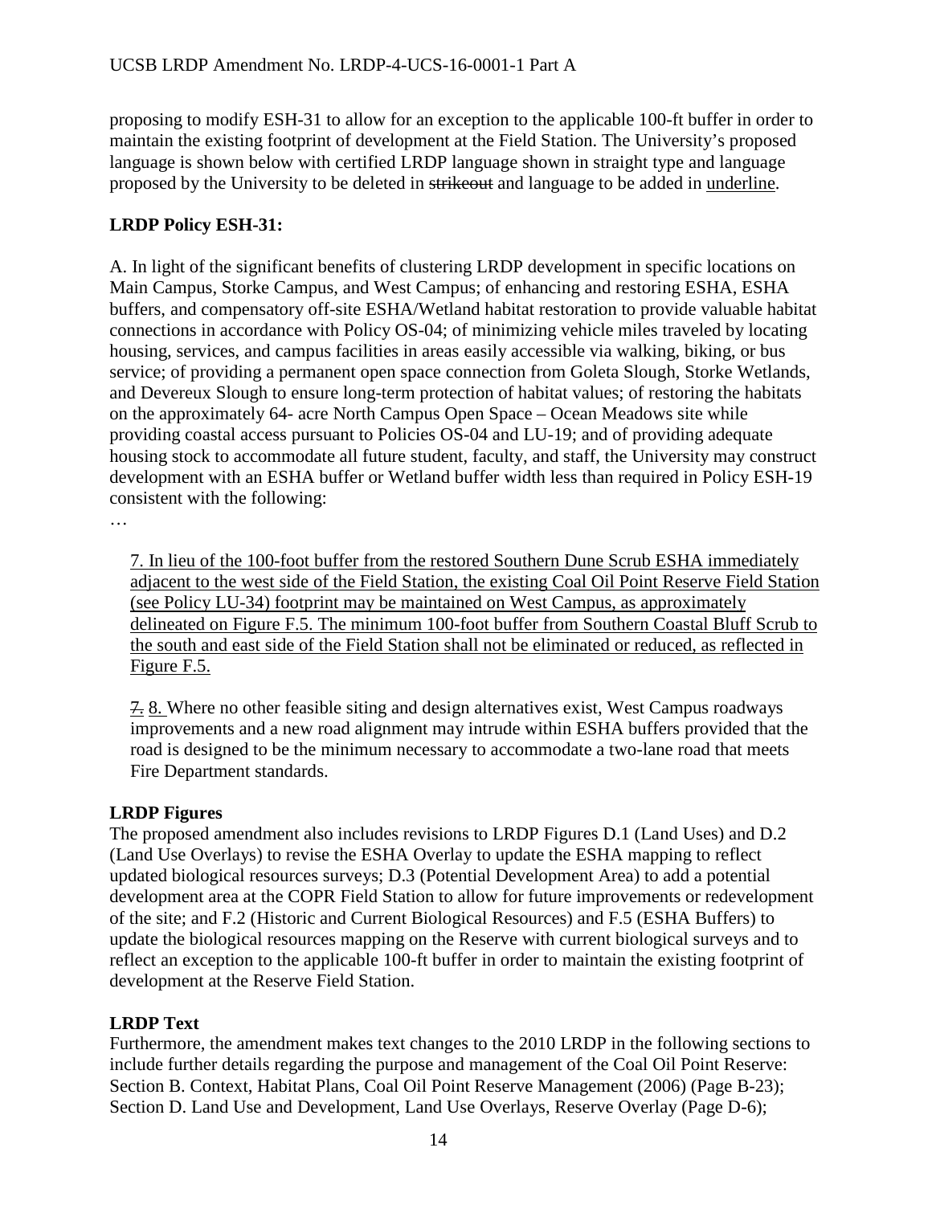proposing to modify ESH-31 to allow for an exception to the applicable 100-ft buffer in order to maintain the existing footprint of development at the Field Station. The University's proposed language is shown below with certified LRDP language shown in straight type and language proposed by the University to be deleted in ~~strikeout~~ and language to be added in <u>underline</u>.

**LRDP Policy ESH-31:**

A. In light of the significant benefits of clustering LRDP development in specific locations on Main Campus, Storke Campus, and West Campus; of enhancing and restoring ESHA, ESHA buffers, and compensatory off-site ESHA/Wetland habitat restoration to provide valuable habitat connections in accordance with Policy OS-04; of minimizing vehicle miles traveled by locating housing, services, and campus facilities in areas easily accessible via walking, biking, or bus service; of providing a permanent open space connection from Goleta Slough, Storke Wetlands, and Devereux Slough to ensure long-term protection of habitat values; of restoring the habitats on the approximately 64- acre North Campus Open Space – Ocean Meadows site while providing coastal access pursuant to Policies OS-04 and LU-19; and of providing adequate housing stock to accommodate all future student, faculty, and staff, the University may construct development with an ESHA buffer or Wetland buffer width less than required in Policy ESH-19 consistent with the following:

…

> <u>7. In lieu of the 100-foot buffer from the restored Southern Dune Scrub ESHA immediately adjacent to the west side of the Field Station, the existing Coal Oil Point Reserve Field Station (see Policy LU-34) footprint may be maintained on West Campus, as approximately delineated on Figure F.5. The minimum 100-foot buffer from Southern Coastal Bluff Scrub to the south and east side of the Field Station shall not be eliminated or reduced, as reflected in Figure F.5.</u>
>
> ~~7.~~ <u>8.</u> Where no other feasible siting and design alternatives exist, West Campus roadways improvements and a new road alignment may intrude within ESHA buffers provided that the road is designed to be the minimum necessary to accommodate a two-lane road that meets Fire Department standards.

**LRDP Figures**

The proposed amendment also includes revisions to LRDP Figures D.1 (Land Uses) and D.2 (Land Use Overlays) to revise the ESHA Overlay to update the ESHA mapping to reflect updated biological resources surveys; D.3 (Potential Development Area) to add a potential development area at the COPR Field Station to allow for future improvements or redevelopment of the site; and F.2 (Historic and Current Biological Resources) and F.5 (ESHA Buffers) to update the biological resources mapping on the Reserve with current biological surveys and to reflect an exception to the applicable 100-ft buffer in order to maintain the existing footprint of development at the Reserve Field Station.

**LRDP Text**

Furthermore, the amendment makes text changes to the 2010 LRDP in the following sections to include further details regarding the purpose and management of the Coal Oil Point Reserve: Section B. Context, Habitat Plans, Coal Oil Point Reserve Management (2006) (Page B-23); Section D. Land Use and Development, Land Use Overlays, Reserve Overlay (Page D-6);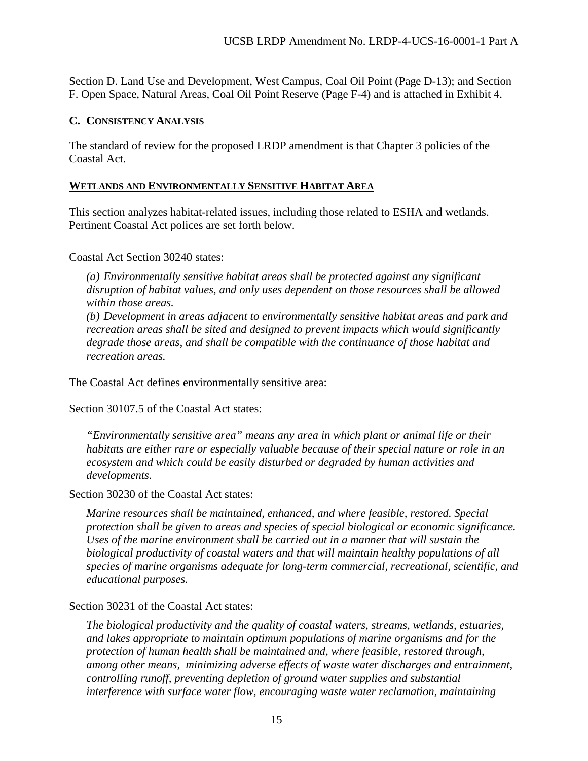Section D. Land Use and Development, West Campus, Coal Oil Point (Page D-13); and Section F. Open Space, Natural Areas, Coal Oil Point Reserve (Page F-4) and is attached in Exhibit 4.

## C. CONSISTENCY ANALYSIS

The standard of review for the proposed LRDP amendment is that Chapter 3 policies of the Coastal Act.

### WETLANDS AND ENVIRONMENTALLY SENSITIVE HABITAT AREA

This section analyzes habitat-related issues, including those related to ESHA and wetlands. Pertinent Coastal Act polices are set forth below.

Coastal Act Section 30240 states:

> *(a) Environmentally sensitive habitat areas shall be protected against any significant disruption of habitat values, and only uses dependent on those resources shall be allowed within those areas.*
> *(b) Development in areas adjacent to environmentally sensitive habitat areas and park and recreation areas shall be sited and designed to prevent impacts which would significantly degrade those areas, and shall be compatible with the continuance of those habitat and recreation areas.*

The Coastal Act defines environmentally sensitive area:

Section 30107.5 of the Coastal Act states:

> *"Environmentally sensitive area" means any area in which plant or animal life or their habitats are either rare or especially valuable because of their special nature or role in an ecosystem and which could be easily disturbed or degraded by human activities and developments.*

Section 30230 of the Coastal Act states:

> *Marine resources shall be maintained, enhanced, and where feasible, restored. Special protection shall be given to areas and species of special biological or economic significance. Uses of the marine environment shall be carried out in a manner that will sustain the biological productivity of coastal waters and that will maintain healthy populations of all species of marine organisms adequate for long-term commercial, recreational, scientific, and educational purposes.*

Section 30231 of the Coastal Act states:

> *The biological productivity and the quality of coastal waters, streams, wetlands, estuaries, and lakes appropriate to maintain optimum populations of marine organisms and for the protection of human health shall be maintained and, where feasible, restored through, among other means, minimizing adverse effects of waste water discharges and entrainment, controlling runoff, preventing depletion of ground water supplies and substantial interference with surface water flow, encouraging waste water reclamation, maintaining*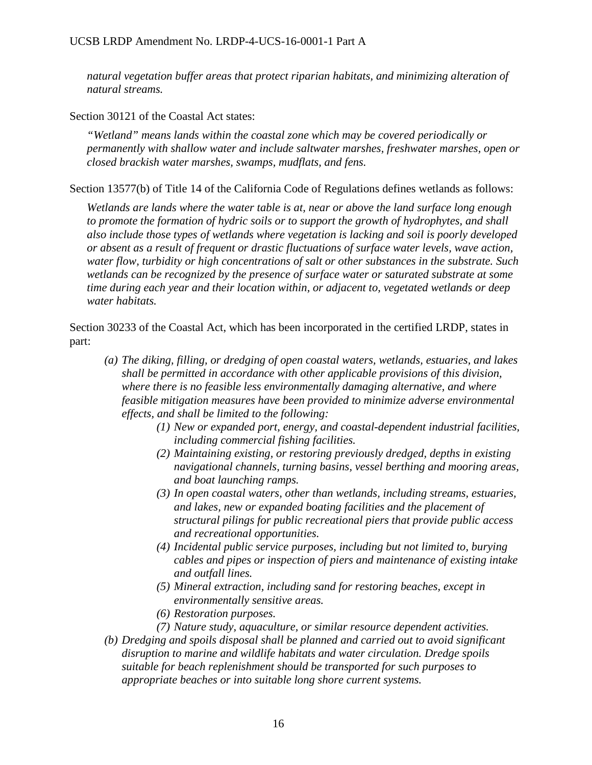*natural vegetation buffer areas that protect riparian habitats, and minimizing alteration of natural streams.*

Section 30121 of the Coastal Act states:

*"Wetland" means lands within the coastal zone which may be covered periodically or permanently with shallow water and include saltwater marshes, freshwater marshes, open or closed brackish water marshes, swamps, mudflats, and fens.*

Section 13577(b) of Title 14 of the California Code of Regulations defines wetlands as follows:

*Wetlands are lands where the water table is at, near or above the land surface long enough to promote the formation of hydric soils or to support the growth of hydrophytes, and shall also include those types of wetlands where vegetation is lacking and soil is poorly developed or absent as a result of frequent or drastic fluctuations of surface water levels, wave action, water flow, turbidity or high concentrations of salt or other substances in the substrate. Such wetlands can be recognized by the presence of surface water or saturated substrate at some time during each year and their location within, or adjacent to, vegetated wetlands or deep water habitats.*

Section 30233 of the Coastal Act, which has been incorporated in the certified LRDP, states in part:

*(a) The diking, filling, or dredging of open coastal waters, wetlands, estuaries, and lakes shall be permitted in accordance with other applicable provisions of this division, where there is no feasible less environmentally damaging alternative, and where feasible mitigation measures have been provided to minimize adverse environmental effects, and shall be limited to the following:*

- *(1) New or expanded port, energy, and coastal-dependent industrial facilities, including commercial fishing facilities.*
- *(2) Maintaining existing, or restoring previously dredged, depths in existing navigational channels, turning basins, vessel berthing and mooring areas, and boat launching ramps.*
- *(3) In open coastal waters, other than wetlands, including streams, estuaries, and lakes, new or expanded boating facilities and the placement of structural pilings for public recreational piers that provide public access and recreational opportunities.*
- *(4) Incidental public service purposes, including but not limited to, burying cables and pipes or inspection of piers and maintenance of existing intake and outfall lines.*
- *(5) Mineral extraction, including sand for restoring beaches, except in environmentally sensitive areas.*
- *(6) Restoration purposes.*
- *(7) Nature study, aquaculture, or similar resource dependent activities.*

*(b) Dredging and spoils disposal shall be planned and carried out to avoid significant disruption to marine and wildlife habitats and water circulation. Dredge spoils suitable for beach replenishment should be transported for such purposes to appropriate beaches or into suitable long shore current systems.*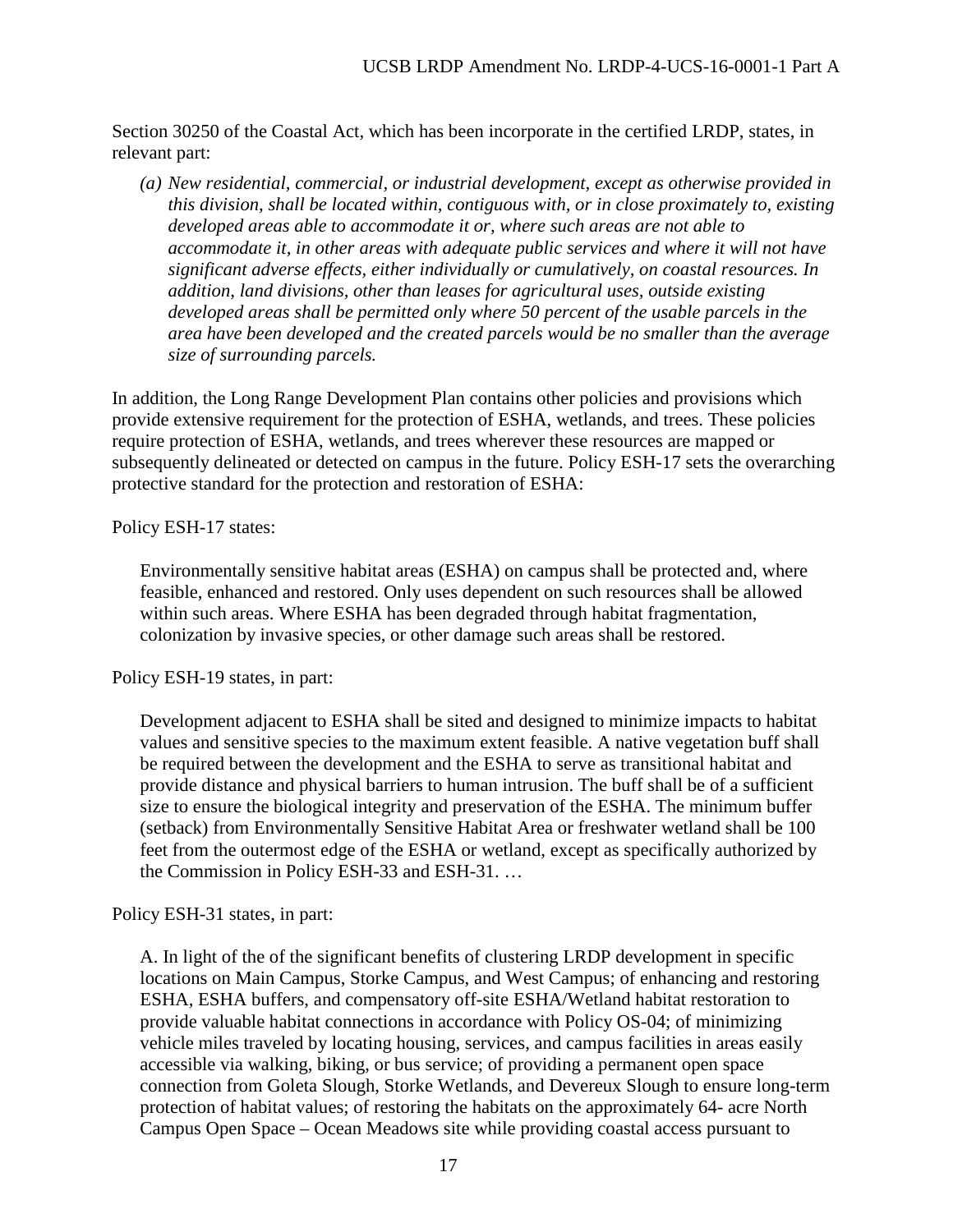Section 30250 of the Coastal Act, which has been incorporate in the certified LRDP, states, in relevant part:

> *(a) New residential, commercial, or industrial development, except as otherwise provided in this division, shall be located within, contiguous with, or in close proximately to, existing developed areas able to accommodate it or, where such areas are not able to accommodate it, in other areas with adequate public services and where it will not have significant adverse effects, either individually or cumulatively, on coastal resources. In addition, land divisions, other than leases for agricultural uses, outside existing developed areas shall be permitted only where 50 percent of the usable parcels in the area have been developed and the created parcels would be no smaller than the average size of surrounding parcels.*

In addition, the Long Range Development Plan contains other policies and provisions which provide extensive requirement for the protection of ESHA, wetlands, and trees. These policies require protection of ESHA, wetlands, and trees wherever these resources are mapped or subsequently delineated or detected on campus in the future. Policy ESH-17 sets the overarching protective standard for the protection and restoration of ESHA:

Policy ESH-17 states:

> Environmentally sensitive habitat areas (ESHA) on campus shall be protected and, where feasible, enhanced and restored. Only uses dependent on such resources shall be allowed within such areas. Where ESHA has been degraded through habitat fragmentation, colonization by invasive species, or other damage such areas shall be restored.

Policy ESH-19 states, in part:

> Development adjacent to ESHA shall be sited and designed to minimize impacts to habitat values and sensitive species to the maximum extent feasible. A native vegetation buff shall be required between the development and the ESHA to serve as transitional habitat and provide distance and physical barriers to human intrusion. The buff shall be of a sufficient size to ensure the biological integrity and preservation of the ESHA. The minimum buffer (setback) from Environmentally Sensitive Habitat Area or freshwater wetland shall be 100 feet from the outermost edge of the ESHA or wetland, except as specifically authorized by the Commission in Policy ESH-33 and ESH-31. …

Policy ESH-31 states, in part:

> A. In light of the of the significant benefits of clustering LRDP development in specific locations on Main Campus, Storke Campus, and West Campus; of enhancing and restoring ESHA, ESHA buffers, and compensatory off-site ESHA/Wetland habitat restoration to provide valuable habitat connections in accordance with Policy OS-04; of minimizing vehicle miles traveled by locating housing, services, and campus facilities in areas easily accessible via walking, biking, or bus service; of providing a permanent open space connection from Goleta Slough, Storke Wetlands, and Devereux Slough to ensure long-term protection of habitat values; of restoring the habitats on the approximately 64- acre North Campus Open Space – Ocean Meadows site while providing coastal access pursuant to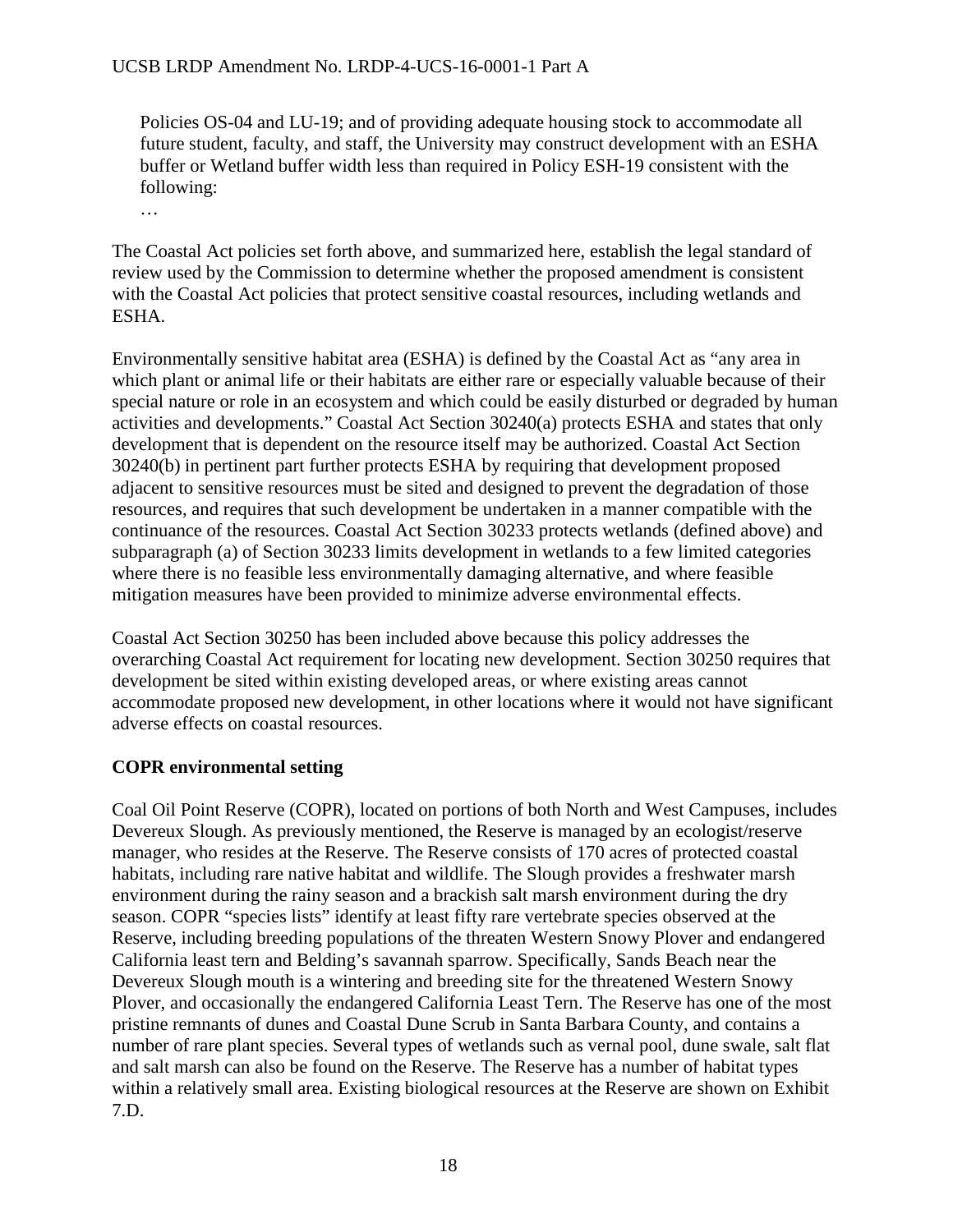Policies OS-04 and LU-19; and of providing adequate housing stock to accommodate all future student, faculty, and staff, the University may construct development with an ESHA buffer or Wetland buffer width less than required in Policy ESH-19 consistent with the following:

…

The Coastal Act policies set forth above, and summarized here, establish the legal standard of review used by the Commission to determine whether the proposed amendment is consistent with the Coastal Act policies that protect sensitive coastal resources, including wetlands and ESHA.

Environmentally sensitive habitat area (ESHA) is defined by the Coastal Act as "any area in which plant or animal life or their habitats are either rare or especially valuable because of their special nature or role in an ecosystem and which could be easily disturbed or degraded by human activities and developments." Coastal Act Section 30240(a) protects ESHA and states that only development that is dependent on the resource itself may be authorized. Coastal Act Section 30240(b) in pertinent part further protects ESHA by requiring that development proposed adjacent to sensitive resources must be sited and designed to prevent the degradation of those resources, and requires that such development be undertaken in a manner compatible with the continuance of the resources. Coastal Act Section 30233 protects wetlands (defined above) and subparagraph (a) of Section 30233 limits development in wetlands to a few limited categories where there is no feasible less environmentally damaging alternative, and where feasible mitigation measures have been provided to minimize adverse environmental effects.

Coastal Act Section 30250 has been included above because this policy addresses the overarching Coastal Act requirement for locating new development. Section 30250 requires that development be sited within existing developed areas, or where existing areas cannot accommodate proposed new development, in other locations where it would not have significant adverse effects on coastal resources.

**COPR environmental setting**

Coal Oil Point Reserve (COPR), located on portions of both North and West Campuses, includes Devereux Slough. As previously mentioned, the Reserve is managed by an ecologist/reserve manager, who resides at the Reserve. The Reserve consists of 170 acres of protected coastal habitats, including rare native habitat and wildlife. The Slough provides a freshwater marsh environment during the rainy season and a brackish salt marsh environment during the dry season. COPR "species lists" identify at least fifty rare vertebrate species observed at the Reserve, including breeding populations of the threaten Western Snowy Plover and endangered California least tern and Belding's savannah sparrow. Specifically, Sands Beach near the Devereux Slough mouth is a wintering and breeding site for the threatened Western Snowy Plover, and occasionally the endangered California Least Tern. The Reserve has one of the most pristine remnants of dunes and Coastal Dune Scrub in Santa Barbara County, and contains a number of rare plant species. Several types of wetlands such as vernal pool, dune swale, salt flat and salt marsh can also be found on the Reserve. The Reserve has a number of habitat types within a relatively small area. Existing biological resources at the Reserve are shown on Exhibit 7.D.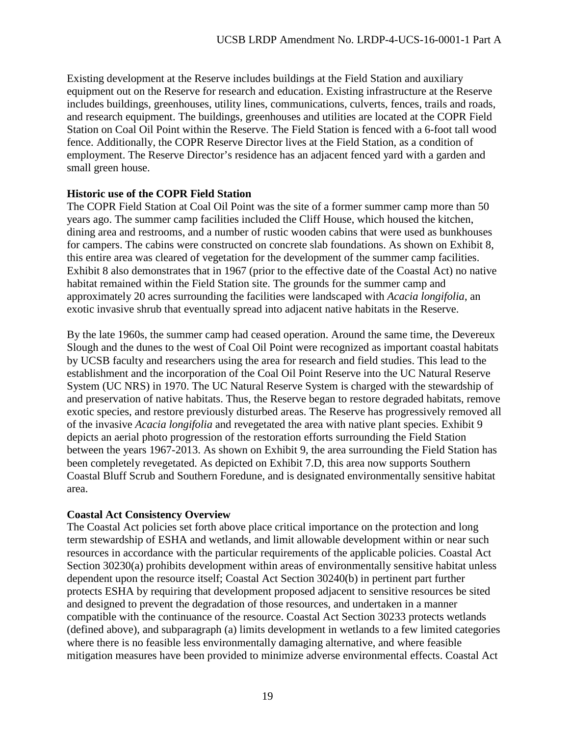Existing development at the Reserve includes buildings at the Field Station and auxiliary equipment out on the Reserve for research and education. Existing infrastructure at the Reserve includes buildings, greenhouses, utility lines, communications, culverts, fences, trails and roads, and research equipment. The buildings, greenhouses and utilities are located at the COPR Field Station on Coal Oil Point within the Reserve. The Field Station is fenced with a 6-foot tall wood fence. Additionally, the COPR Reserve Director lives at the Field Station, as a condition of employment. The Reserve Director's residence has an adjacent fenced yard with a garden and small green house.

**Historic use of the COPR Field Station**

The COPR Field Station at Coal Oil Point was the site of a former summer camp more than 50 years ago. The summer camp facilities included the Cliff House, which housed the kitchen, dining area and restrooms, and a number of rustic wooden cabins that were used as bunkhouses for campers. The cabins were constructed on concrete slab foundations. As shown on Exhibit 8, this entire area was cleared of vegetation for the development of the summer camp facilities. Exhibit 8 also demonstrates that in 1967 (prior to the effective date of the Coastal Act) no native habitat remained within the Field Station site. The grounds for the summer camp and approximately 20 acres surrounding the facilities were landscaped with *Acacia longifolia*, an exotic invasive shrub that eventually spread into adjacent native habitats in the Reserve.

By the late 1960s, the summer camp had ceased operation. Around the same time, the Devereux Slough and the dunes to the west of Coal Oil Point were recognized as important coastal habitats by UCSB faculty and researchers using the area for research and field studies. This lead to the establishment and the incorporation of the Coal Oil Point Reserve into the UC Natural Reserve System (UC NRS) in 1970. The UC Natural Reserve System is charged with the stewardship of and preservation of native habitats. Thus, the Reserve began to restore degraded habitats, remove exotic species, and restore previously disturbed areas. The Reserve has progressively removed all of the invasive *Acacia longifolia* and revegetated the area with native plant species. Exhibit 9 depicts an aerial photo progression of the restoration efforts surrounding the Field Station between the years 1967-2013. As shown on Exhibit 9, the area surrounding the Field Station has been completely revegetated. As depicted on Exhibit 7.D, this area now supports Southern Coastal Bluff Scrub and Southern Foredune, and is designated environmentally sensitive habitat area.

**Coastal Act Consistency Overview**

The Coastal Act policies set forth above place critical importance on the protection and long term stewardship of ESHA and wetlands, and limit allowable development within or near such resources in accordance with the particular requirements of the applicable policies. Coastal Act Section 30230(a) prohibits development within areas of environmentally sensitive habitat unless dependent upon the resource itself; Coastal Act Section 30240(b) in pertinent part further protects ESHA by requiring that development proposed adjacent to sensitive resources be sited and designed to prevent the degradation of those resources, and undertaken in a manner compatible with the continuance of the resource. Coastal Act Section 30233 protects wetlands (defined above), and subparagraph (a) limits development in wetlands to a few limited categories where there is no feasible less environmentally damaging alternative, and where feasible mitigation measures have been provided to minimize adverse environmental effects. Coastal Act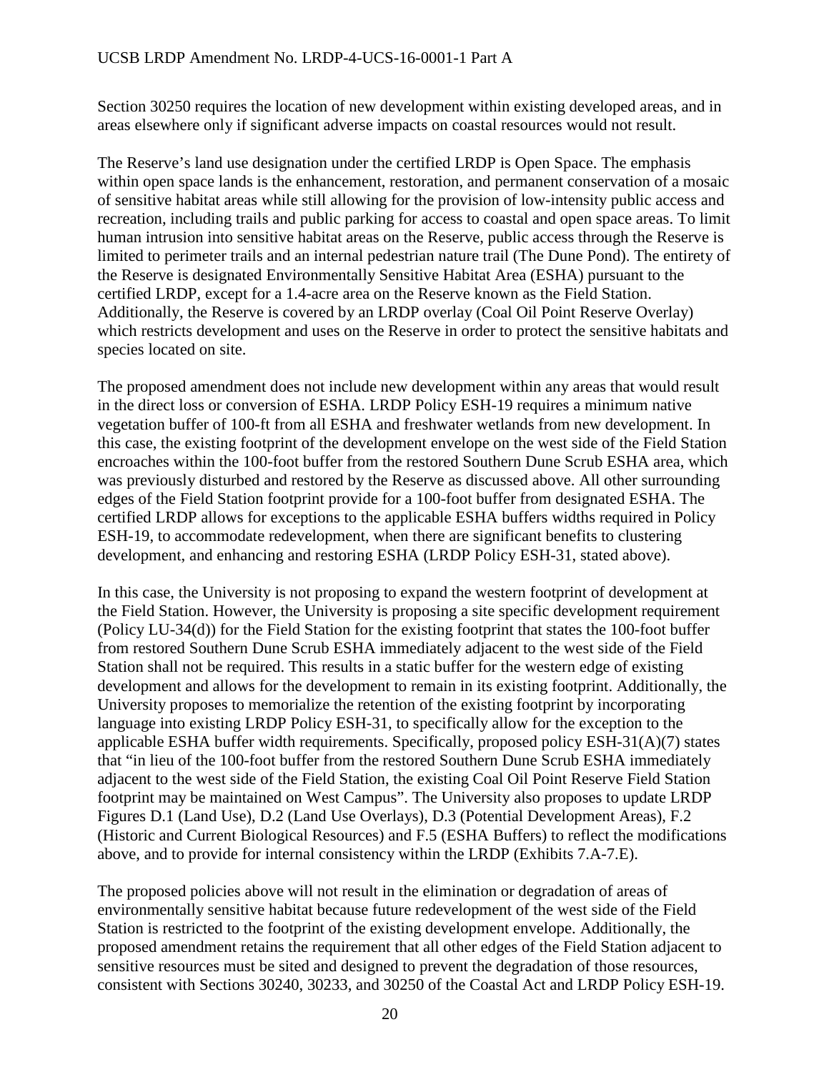Section 30250 requires the location of new development within existing developed areas, and in areas elsewhere only if significant adverse impacts on coastal resources would not result.

The Reserve's land use designation under the certified LRDP is Open Space. The emphasis within open space lands is the enhancement, restoration, and permanent conservation of a mosaic of sensitive habitat areas while still allowing for the provision of low-intensity public access and recreation, including trails and public parking for access to coastal and open space areas. To limit human intrusion into sensitive habitat areas on the Reserve, public access through the Reserve is limited to perimeter trails and an internal pedestrian nature trail (The Dune Pond). The entirety of the Reserve is designated Environmentally Sensitive Habitat Area (ESHA) pursuant to the certified LRDP, except for a 1.4-acre area on the Reserve known as the Field Station. Additionally, the Reserve is covered by an LRDP overlay (Coal Oil Point Reserve Overlay) which restricts development and uses on the Reserve in order to protect the sensitive habitats and species located on site.

The proposed amendment does not include new development within any areas that would result in the direct loss or conversion of ESHA. LRDP Policy ESH-19 requires a minimum native vegetation buffer of 100-ft from all ESHA and freshwater wetlands from new development. In this case, the existing footprint of the development envelope on the west side of the Field Station encroaches within the 100-foot buffer from the restored Southern Dune Scrub ESHA area, which was previously disturbed and restored by the Reserve as discussed above. All other surrounding edges of the Field Station footprint provide for a 100-foot buffer from designated ESHA. The certified LRDP allows for exceptions to the applicable ESHA buffers widths required in Policy ESH-19, to accommodate redevelopment, when there are significant benefits to clustering development, and enhancing and restoring ESHA (LRDP Policy ESH-31, stated above).

In this case, the University is not proposing to expand the western footprint of development at the Field Station. However, the University is proposing a site specific development requirement (Policy LU-34(d)) for the Field Station for the existing footprint that states the 100-foot buffer from restored Southern Dune Scrub ESHA immediately adjacent to the west side of the Field Station shall not be required. This results in a static buffer for the western edge of existing development and allows for the development to remain in its existing footprint. Additionally, the University proposes to memorialize the retention of the existing footprint by incorporating language into existing LRDP Policy ESH-31, to specifically allow for the exception to the applicable ESHA buffer width requirements. Specifically, proposed policy ESH-31(A)(7) states that "in lieu of the 100-foot buffer from the restored Southern Dune Scrub ESHA immediately adjacent to the west side of the Field Station, the existing Coal Oil Point Reserve Field Station footprint may be maintained on West Campus". The University also proposes to update LRDP Figures D.1 (Land Use), D.2 (Land Use Overlays), D.3 (Potential Development Areas), F.2 (Historic and Current Biological Resources) and F.5 (ESHA Buffers) to reflect the modifications above, and to provide for internal consistency within the LRDP (Exhibits 7.A-7.E).

The proposed policies above will not result in the elimination or degradation of areas of environmentally sensitive habitat because future redevelopment of the west side of the Field Station is restricted to the footprint of the existing development envelope. Additionally, the proposed amendment retains the requirement that all other edges of the Field Station adjacent to sensitive resources must be sited and designed to prevent the degradation of those resources, consistent with Sections 30240, 30233, and 30250 of the Coastal Act and LRDP Policy ESH-19.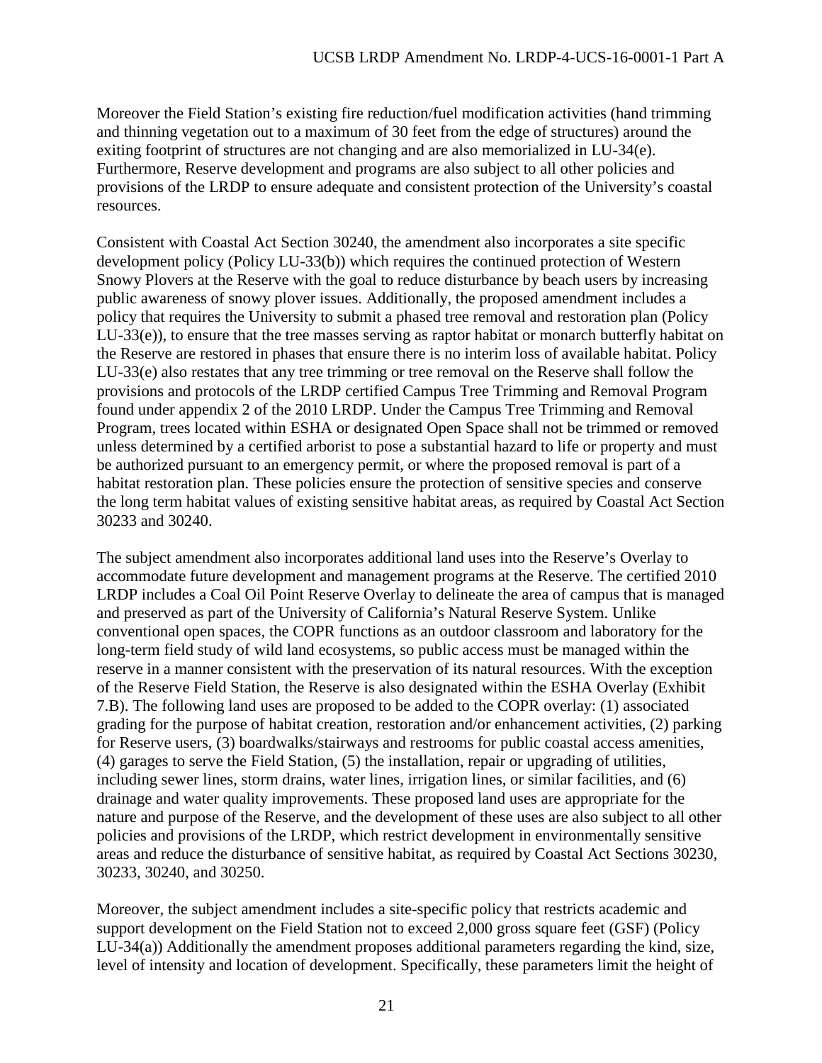Moreover the Field Station's existing fire reduction/fuel modification activities (hand trimming and thinning vegetation out to a maximum of 30 feet from the edge of structures) around the exiting footprint of structures are not changing and are also memorialized in LU-34(e). Furthermore, Reserve development and programs are also subject to all other policies and provisions of the LRDP to ensure adequate and consistent protection of the University's coastal resources.

Consistent with Coastal Act Section 30240, the amendment also incorporates a site specific development policy (Policy LU-33(b)) which requires the continued protection of Western Snowy Plovers at the Reserve with the goal to reduce disturbance by beach users by increasing public awareness of snowy plover issues. Additionally, the proposed amendment includes a policy that requires the University to submit a phased tree removal and restoration plan (Policy LU-33(e)), to ensure that the tree masses serving as raptor habitat or monarch butterfly habitat on the Reserve are restored in phases that ensure there is no interim loss of available habitat. Policy LU-33(e) also restates that any tree trimming or tree removal on the Reserve shall follow the provisions and protocols of the LRDP certified Campus Tree Trimming and Removal Program found under appendix 2 of the 2010 LRDP. Under the Campus Tree Trimming and Removal Program, trees located within ESHA or designated Open Space shall not be trimmed or removed unless determined by a certified arborist to pose a substantial hazard to life or property and must be authorized pursuant to an emergency permit, or where the proposed removal is part of a habitat restoration plan. These policies ensure the protection of sensitive species and conserve the long term habitat values of existing sensitive habitat areas, as required by Coastal Act Section 30233 and 30240.

The subject amendment also incorporates additional land uses into the Reserve's Overlay to accommodate future development and management programs at the Reserve. The certified 2010 LRDP includes a Coal Oil Point Reserve Overlay to delineate the area of campus that is managed and preserved as part of the University of California's Natural Reserve System. Unlike conventional open spaces, the COPR functions as an outdoor classroom and laboratory for the long-term field study of wild land ecosystems, so public access must be managed within the reserve in a manner consistent with the preservation of its natural resources. With the exception of the Reserve Field Station, the Reserve is also designated within the ESHA Overlay (Exhibit 7.B). The following land uses are proposed to be added to the COPR overlay: (1) associated grading for the purpose of habitat creation, restoration and/or enhancement activities, (2) parking for Reserve users, (3) boardwalks/stairways and restrooms for public coastal access amenities, (4) garages to serve the Field Station, (5) the installation, repair or upgrading of utilities, including sewer lines, storm drains, water lines, irrigation lines, or similar facilities, and (6) drainage and water quality improvements. These proposed land uses are appropriate for the nature and purpose of the Reserve, and the development of these uses are also subject to all other policies and provisions of the LRDP, which restrict development in environmentally sensitive areas and reduce the disturbance of sensitive habitat, as required by Coastal Act Sections 30230, 30233, 30240, and 30250.

Moreover, the subject amendment includes a site-specific policy that restricts academic and support development on the Field Station not to exceed 2,000 gross square feet (GSF) (Policy LU-34(a)) Additionally the amendment proposes additional parameters regarding the kind, size, level of intensity and location of development. Specifically, these parameters limit the height of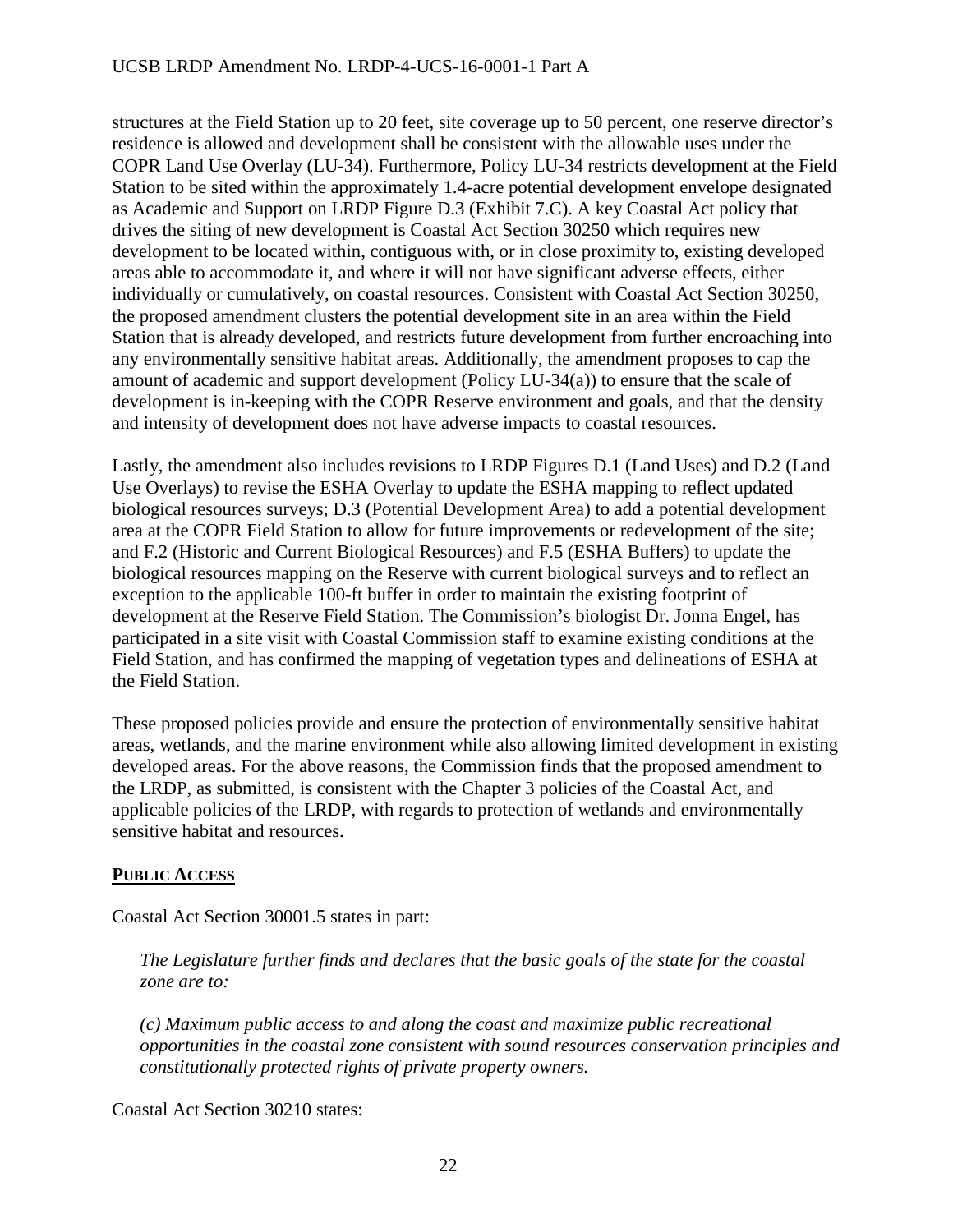structures at the Field Station up to 20 feet, site coverage up to 50 percent, one reserve director's residence is allowed and development shall be consistent with the allowable uses under the COPR Land Use Overlay (LU-34). Furthermore, Policy LU-34 restricts development at the Field Station to be sited within the approximately 1.4-acre potential development envelope designated as Academic and Support on LRDP Figure D.3 (Exhibit 7.C). A key Coastal Act policy that drives the siting of new development is Coastal Act Section 30250 which requires new development to be located within, contiguous with, or in close proximity to, existing developed areas able to accommodate it, and where it will not have significant adverse effects, either individually or cumulatively, on coastal resources. Consistent with Coastal Act Section 30250, the proposed amendment clusters the potential development site in an area within the Field Station that is already developed, and restricts future development from further encroaching into any environmentally sensitive habitat areas. Additionally, the amendment proposes to cap the amount of academic and support development (Policy LU-34(a)) to ensure that the scale of development is in-keeping with the COPR Reserve environment and goals, and that the density and intensity of development does not have adverse impacts to coastal resources.

Lastly, the amendment also includes revisions to LRDP Figures D.1 (Land Uses) and D.2 (Land Use Overlays) to revise the ESHA Overlay to update the ESHA mapping to reflect updated biological resources surveys; D.3 (Potential Development Area) to add a potential development area at the COPR Field Station to allow for future improvements or redevelopment of the site; and F.2 (Historic and Current Biological Resources) and F.5 (ESHA Buffers) to update the biological resources mapping on the Reserve with current biological surveys and to reflect an exception to the applicable 100-ft buffer in order to maintain the existing footprint of development at the Reserve Field Station. The Commission's biologist Dr. Jonna Engel, has participated in a site visit with Coastal Commission staff to examine existing conditions at the Field Station, and has confirmed the mapping of vegetation types and delineations of ESHA at the Field Station.

These proposed policies provide and ensure the protection of environmentally sensitive habitat areas, wetlands, and the marine environment while also allowing limited development in existing developed areas. For the above reasons, the Commission finds that the proposed amendment to the LRDP, as submitted, is consistent with the Chapter 3 policies of the Coastal Act, and applicable policies of the LRDP, with regards to protection of wetlands and environmentally sensitive habitat and resources.

**PUBLIC ACCESS**

Coastal Act Section 30001.5 states in part:

> *The Legislature further finds and declares that the basic goals of the state for the coastal zone are to:*
>
> *(c) Maximum public access to and along the coast and maximize public recreational opportunities in the coastal zone consistent with sound resources conservation principles and constitutionally protected rights of private property owners.*

Coastal Act Section 30210 states: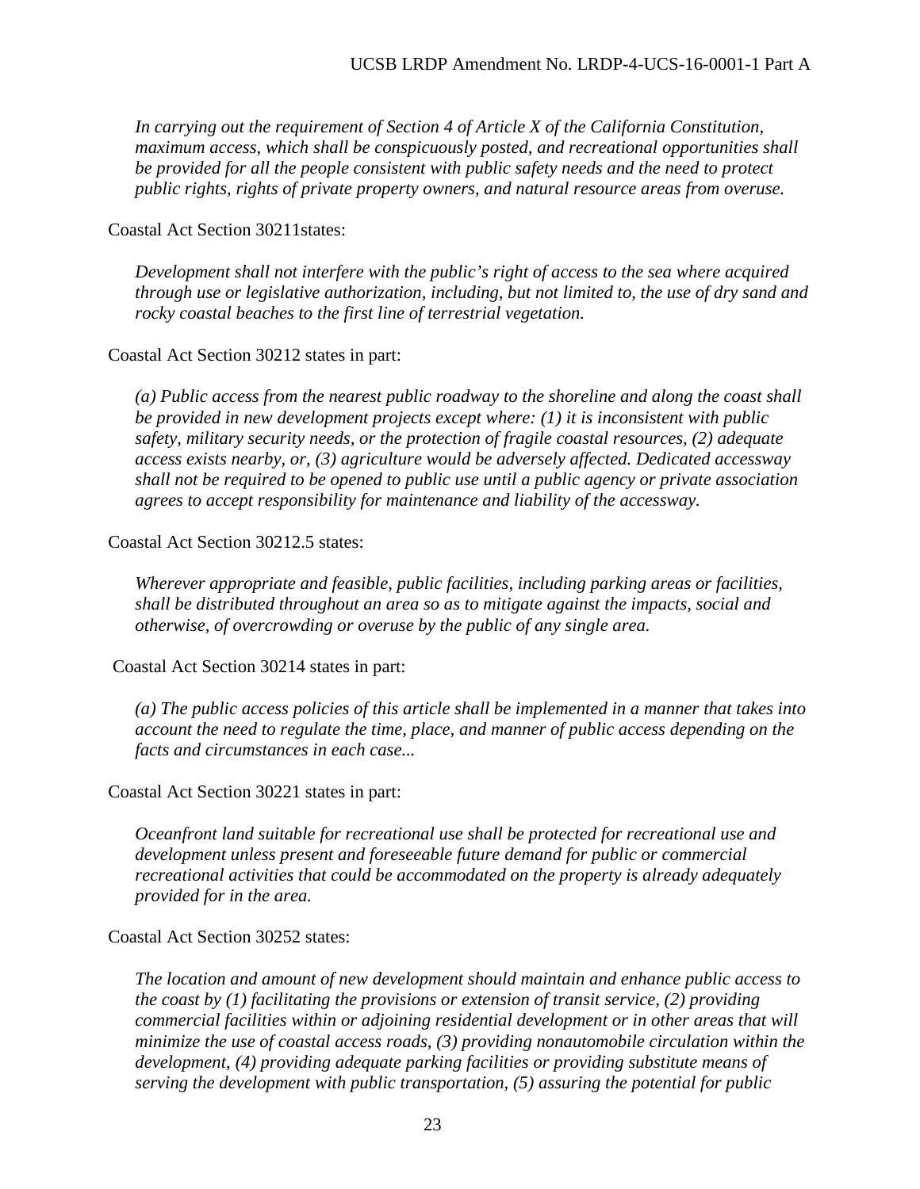*In carrying out the requirement of Section 4 of Article X of the California Constitution, maximum access, which shall be conspicuously posted, and recreational opportunities shall be provided for all the people consistent with public safety needs and the need to protect public rights, rights of private property owners, and natural resource areas from overuse.*

Coastal Act Section 30211states:

*Development shall not interfere with the public's right of access to the sea where acquired through use or legislative authorization, including, but not limited to, the use of dry sand and rocky coastal beaches to the first line of terrestrial vegetation.*

Coastal Act Section 30212 states in part:

*(a) Public access from the nearest public roadway to the shoreline and along the coast shall be provided in new development projects except where: (1) it is inconsistent with public safety, military security needs, or the protection of fragile coastal resources, (2) adequate access exists nearby, or, (3) agriculture would be adversely affected. Dedicated accessway shall not be required to be opened to public use until a public agency or private association agrees to accept responsibility for maintenance and liability of the accessway.*

Coastal Act Section 30212.5 states:

*Wherever appropriate and feasible, public facilities, including parking areas or facilities, shall be distributed throughout an area so as to mitigate against the impacts, social and otherwise, of overcrowding or overuse by the public of any single area.*

Coastal Act Section 30214 states in part:

*(a) The public access policies of this article shall be implemented in a manner that takes into account the need to regulate the time, place, and manner of public access depending on the facts and circumstances in each case...*

Coastal Act Section 30221 states in part:

*Oceanfront land suitable for recreational use shall be protected for recreational use and development unless present and foreseeable future demand for public or commercial recreational activities that could be accommodated on the property is already adequately provided for in the area.*

Coastal Act Section 30252 states:

*The location and amount of new development should maintain and enhance public access to the coast by (1) facilitating the provisions or extension of transit service, (2) providing commercial facilities within or adjoining residential development or in other areas that will minimize the use of coastal access roads, (3) providing nonautomobile circulation within the development, (4) providing adequate parking facilities or providing substitute means of serving the development with public transportation, (5) assuring the potential for public*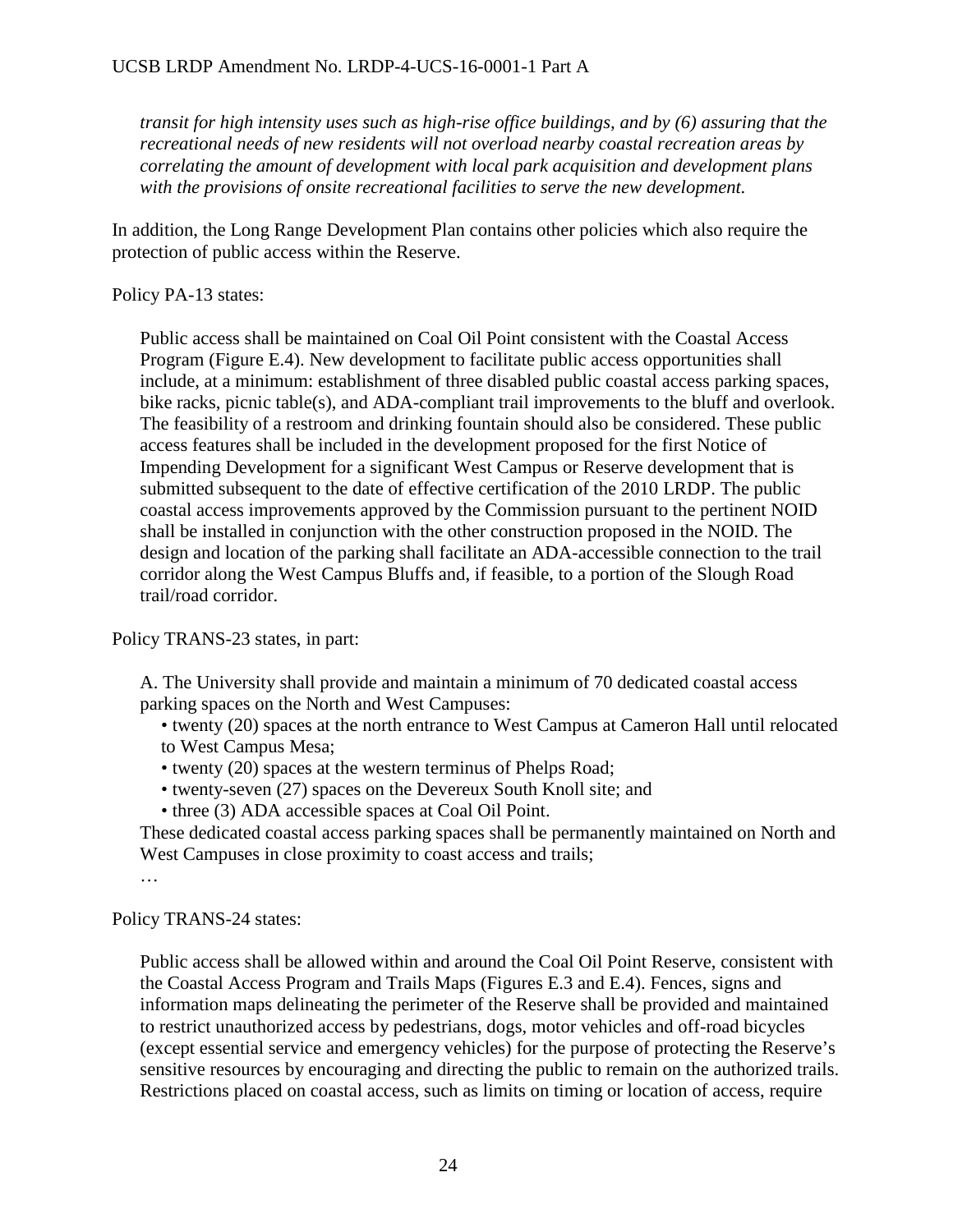*transit for high intensity uses such as high-rise office buildings, and by (6) assuring that the recreational needs of new residents will not overload nearby coastal recreation areas by correlating the amount of development with local park acquisition and development plans with the provisions of onsite recreational facilities to serve the new development.*

In addition, the Long Range Development Plan contains other policies which also require the protection of public access within the Reserve.

Policy PA-13 states:

> Public access shall be maintained on Coal Oil Point consistent with the Coastal Access Program (Figure E.4). New development to facilitate public access opportunities shall include, at a minimum: establishment of three disabled public coastal access parking spaces, bike racks, picnic table(s), and ADA-compliant trail improvements to the bluff and overlook. The feasibility of a restroom and drinking fountain should also be considered. These public access features shall be included in the development proposed for the first Notice of Impending Development for a significant West Campus or Reserve development that is submitted subsequent to the date of effective certification of the 2010 LRDP. The public coastal access improvements approved by the Commission pursuant to the pertinent NOID shall be installed in conjunction with the other construction proposed in the NOID. The design and location of the parking shall facilitate an ADA-accessible connection to the trail corridor along the West Campus Bluffs and, if feasible, to a portion of the Slough Road trail/road corridor.

Policy TRANS-23 states, in part:

> A. The University shall provide and maintain a minimum of 70 dedicated coastal access parking spaces on the North and West Campuses:
>
> - twenty (20) spaces at the north entrance to West Campus at Cameron Hall until relocated to West Campus Mesa;
> - twenty (20) spaces at the western terminus of Phelps Road;
> - twenty-seven (27) spaces on the Devereux South Knoll site; and
> - three (3) ADA accessible spaces at Coal Oil Point.
>
> These dedicated coastal access parking spaces shall be permanently maintained on North and West Campuses in close proximity to coast access and trails;
>
> …

Policy TRANS-24 states:

> Public access shall be allowed within and around the Coal Oil Point Reserve, consistent with the Coastal Access Program and Trails Maps (Figures E.3 and E.4). Fences, signs and information maps delineating the perimeter of the Reserve shall be provided and maintained to restrict unauthorized access by pedestrians, dogs, motor vehicles and off-road bicycles (except essential service and emergency vehicles) for the purpose of protecting the Reserve's sensitive resources by encouraging and directing the public to remain on the authorized trails. Restrictions placed on coastal access, such as limits on timing or location of access, require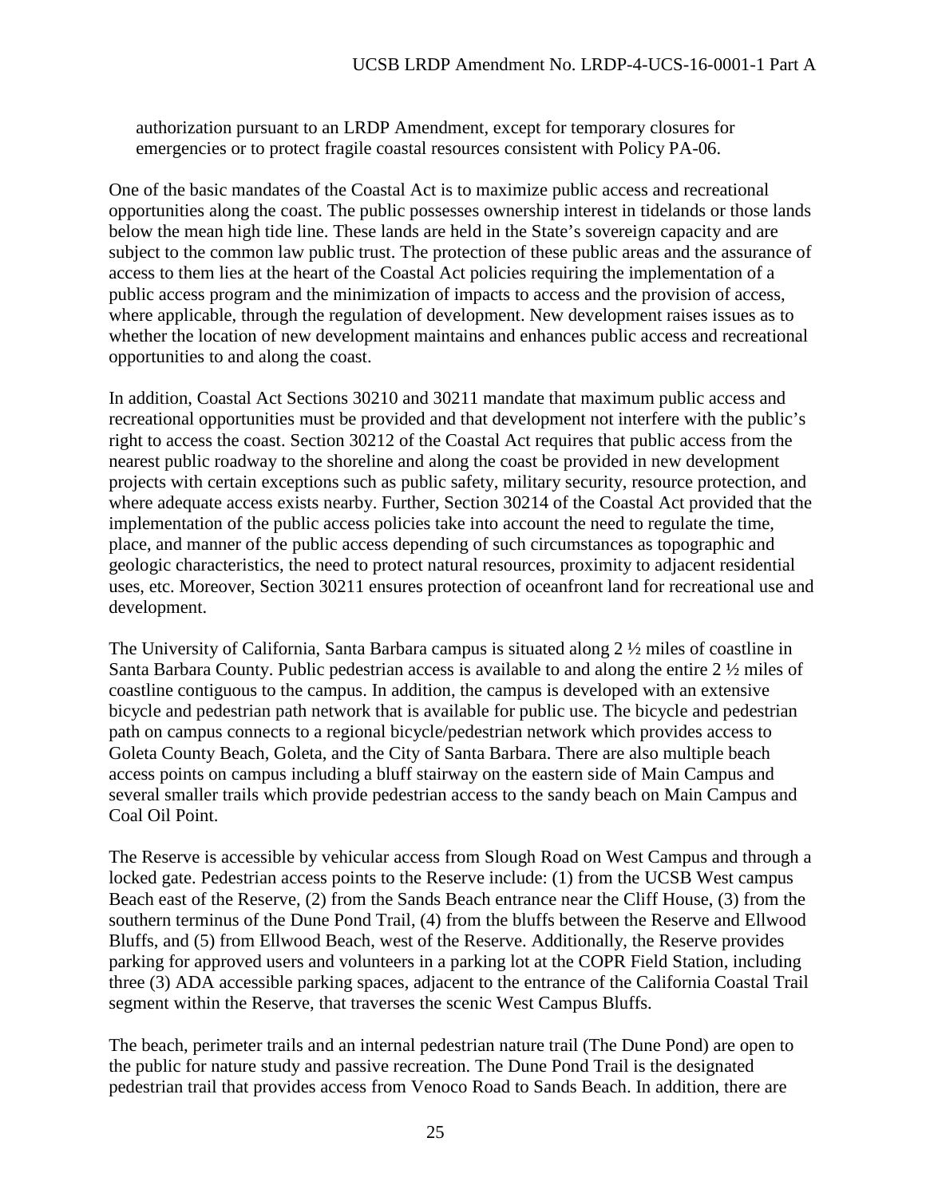authorization pursuant to an LRDP Amendment, except for temporary closures for emergencies or to protect fragile coastal resources consistent with Policy PA-06.

One of the basic mandates of the Coastal Act is to maximize public access and recreational opportunities along the coast. The public possesses ownership interest in tidelands or those lands below the mean high tide line. These lands are held in the State's sovereign capacity and are subject to the common law public trust. The protection of these public areas and the assurance of access to them lies at the heart of the Coastal Act policies requiring the implementation of a public access program and the minimization of impacts to access and the provision of access, where applicable, through the regulation of development. New development raises issues as to whether the location of new development maintains and enhances public access and recreational opportunities to and along the coast.

In addition, Coastal Act Sections 30210 and 30211 mandate that maximum public access and recreational opportunities must be provided and that development not interfere with the public's right to access the coast. Section 30212 of the Coastal Act requires that public access from the nearest public roadway to the shoreline and along the coast be provided in new development projects with certain exceptions such as public safety, military security, resource protection, and where adequate access exists nearby. Further, Section 30214 of the Coastal Act provided that the implementation of the public access policies take into account the need to regulate the time, place, and manner of the public access depending of such circumstances as topographic and geologic characteristics, the need to protect natural resources, proximity to adjacent residential uses, etc. Moreover, Section 30211 ensures protection of oceanfront land for recreational use and development.

The University of California, Santa Barbara campus is situated along 2 ½ miles of coastline in Santa Barbara County. Public pedestrian access is available to and along the entire 2 ½ miles of coastline contiguous to the campus. In addition, the campus is developed with an extensive bicycle and pedestrian path network that is available for public use. The bicycle and pedestrian path on campus connects to a regional bicycle/pedestrian network which provides access to Goleta County Beach, Goleta, and the City of Santa Barbara. There are also multiple beach access points on campus including a bluff stairway on the eastern side of Main Campus and several smaller trails which provide pedestrian access to the sandy beach on Main Campus and Coal Oil Point.

The Reserve is accessible by vehicular access from Slough Road on West Campus and through a locked gate. Pedestrian access points to the Reserve include: (1) from the UCSB West campus Beach east of the Reserve, (2) from the Sands Beach entrance near the Cliff House, (3) from the southern terminus of the Dune Pond Trail, (4) from the bluffs between the Reserve and Ellwood Bluffs, and (5) from Ellwood Beach, west of the Reserve. Additionally, the Reserve provides parking for approved users and volunteers in a parking lot at the COPR Field Station, including three (3) ADA accessible parking spaces, adjacent to the entrance of the California Coastal Trail segment within the Reserve, that traverses the scenic West Campus Bluffs.

The beach, perimeter trails and an internal pedestrian nature trail (The Dune Pond) are open to the public for nature study and passive recreation. The Dune Pond Trail is the designated pedestrian trail that provides access from Venoco Road to Sands Beach. In addition, there are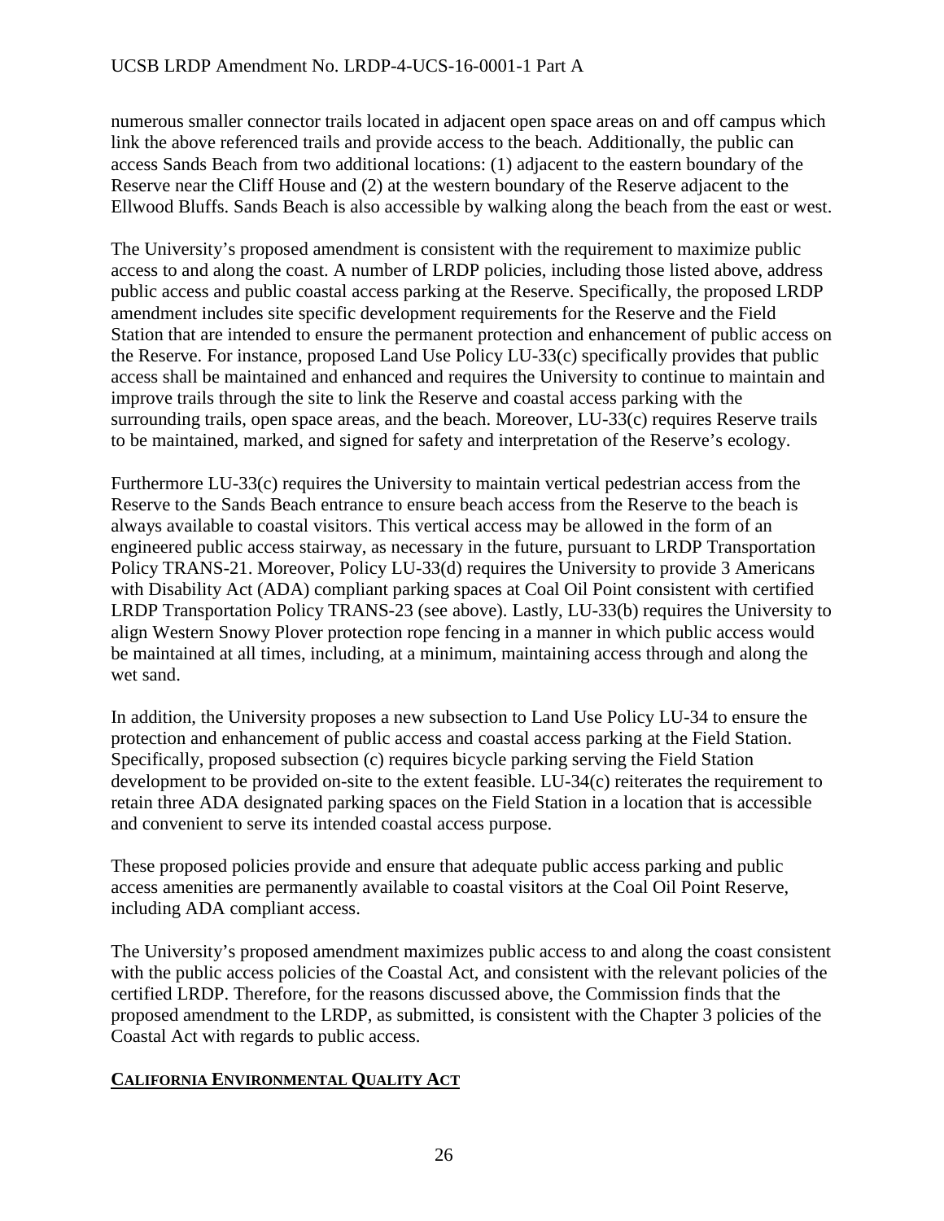numerous smaller connector trails located in adjacent open space areas on and off campus which link the above referenced trails and provide access to the beach. Additionally, the public can access Sands Beach from two additional locations: (1) adjacent to the eastern boundary of the Reserve near the Cliff House and (2) at the western boundary of the Reserve adjacent to the Ellwood Bluffs. Sands Beach is also accessible by walking along the beach from the east or west.

The University's proposed amendment is consistent with the requirement to maximize public access to and along the coast. A number of LRDP policies, including those listed above, address public access and public coastal access parking at the Reserve. Specifically, the proposed LRDP amendment includes site specific development requirements for the Reserve and the Field Station that are intended to ensure the permanent protection and enhancement of public access on the Reserve. For instance, proposed Land Use Policy LU-33(c) specifically provides that public access shall be maintained and enhanced and requires the University to continue to maintain and improve trails through the site to link the Reserve and coastal access parking with the surrounding trails, open space areas, and the beach. Moreover, LU-33(c) requires Reserve trails to be maintained, marked, and signed for safety and interpretation of the Reserve's ecology.

Furthermore LU-33(c) requires the University to maintain vertical pedestrian access from the Reserve to the Sands Beach entrance to ensure beach access from the Reserve to the beach is always available to coastal visitors. This vertical access may be allowed in the form of an engineered public access stairway, as necessary in the future, pursuant to LRDP Transportation Policy TRANS-21. Moreover, Policy LU-33(d) requires the University to provide 3 Americans with Disability Act (ADA) compliant parking spaces at Coal Oil Point consistent with certified LRDP Transportation Policy TRANS-23 (see above). Lastly, LU-33(b) requires the University to align Western Snowy Plover protection rope fencing in a manner in which public access would be maintained at all times, including, at a minimum, maintaining access through and along the wet sand.

In addition, the University proposes a new subsection to Land Use Policy LU-34 to ensure the protection and enhancement of public access and coastal access parking at the Field Station. Specifically, proposed subsection (c) requires bicycle parking serving the Field Station development to be provided on-site to the extent feasible. LU-34(c) reiterates the requirement to retain three ADA designated parking spaces on the Field Station in a location that is accessible and convenient to serve its intended coastal access purpose.

These proposed policies provide and ensure that adequate public access parking and public access amenities are permanently available to coastal visitors at the Coal Oil Point Reserve, including ADA compliant access.

The University's proposed amendment maximizes public access to and along the coast consistent with the public access policies of the Coastal Act, and consistent with the relevant policies of the certified LRDP. Therefore, for the reasons discussed above, the Commission finds that the proposed amendment to the LRDP, as submitted, is consistent with the Chapter 3 policies of the Coastal Act with regards to public access.

## CALIFORNIA ENVIRONMENTAL QUALITY ACT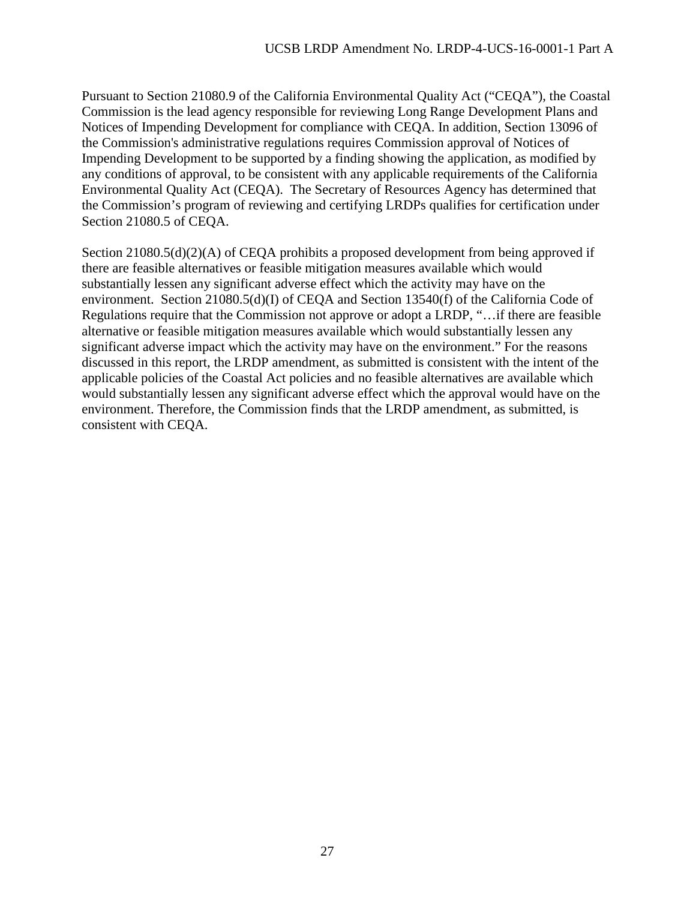Pursuant to Section 21080.9 of the California Environmental Quality Act ("CEQA"), the Coastal Commission is the lead agency responsible for reviewing Long Range Development Plans and Notices of Impending Development for compliance with CEQA. In addition, Section 13096 of the Commission's administrative regulations requires Commission approval of Notices of Impending Development to be supported by a finding showing the application, as modified by any conditions of approval, to be consistent with any applicable requirements of the California Environmental Quality Act (CEQA). The Secretary of Resources Agency has determined that the Commission's program of reviewing and certifying LRDPs qualifies for certification under Section 21080.5 of CEQA.

Section 21080.5(d)(2)(A) of CEQA prohibits a proposed development from being approved if there are feasible alternatives or feasible mitigation measures available which would substantially lessen any significant adverse effect which the activity may have on the environment. Section 21080.5(d)(I) of CEQA and Section 13540(f) of the California Code of Regulations require that the Commission not approve or adopt a LRDP, "…if there are feasible alternative or feasible mitigation measures available which would substantially lessen any significant adverse impact which the activity may have on the environment." For the reasons discussed in this report, the LRDP amendment, as submitted is consistent with the intent of the applicable policies of the Coastal Act policies and no feasible alternatives are available which would substantially lessen any significant adverse effect which the approval would have on the environment. Therefore, the Commission finds that the LRDP amendment, as submitted, is consistent with CEQA.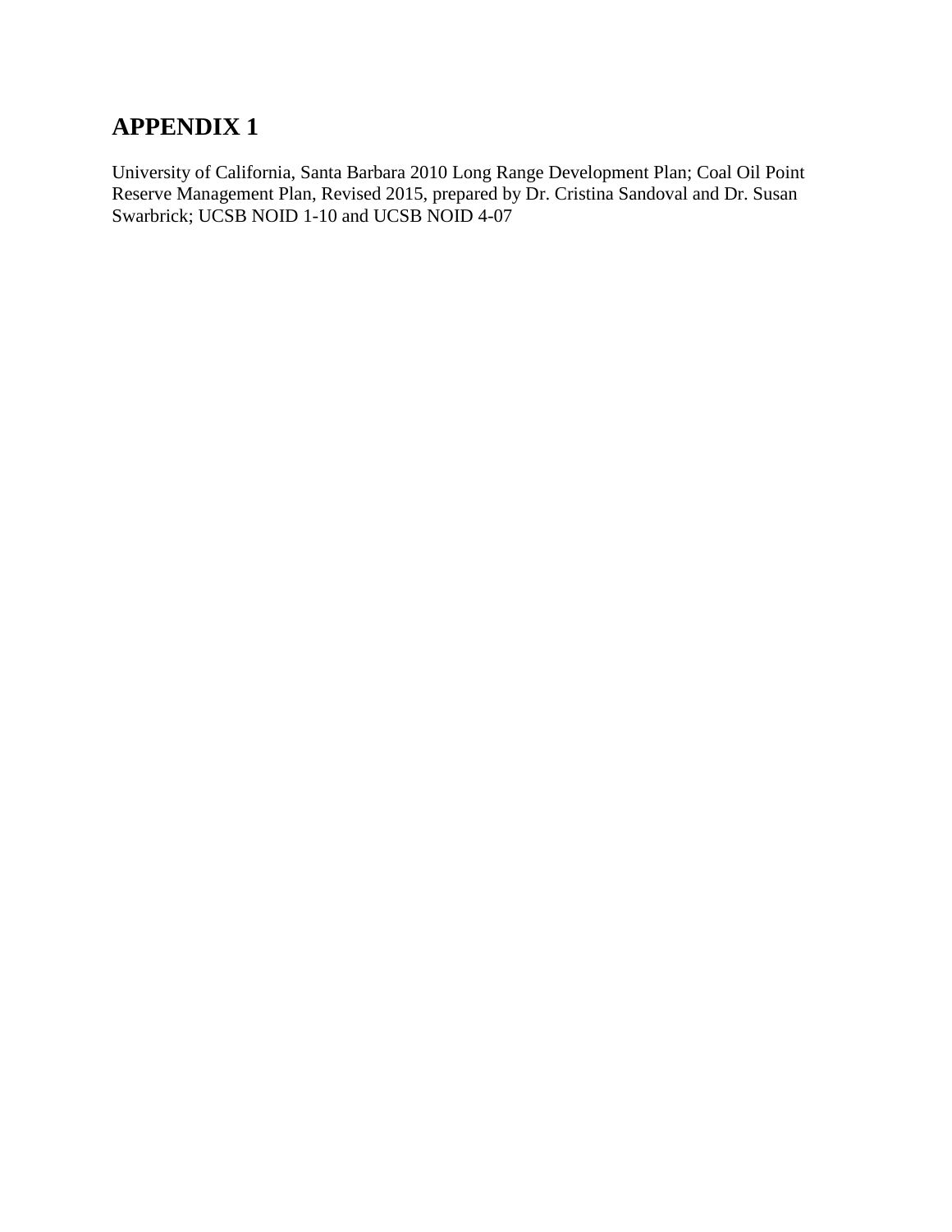# APPENDIX 1

University of California, Santa Barbara 2010 Long Range Development Plan; Coal Oil Point Reserve Management Plan, Revised 2015, prepared by Dr. Cristina Sandoval and Dr. Susan Swarbrick; UCSB NOID 1-10 and UCSB NOID 4-07